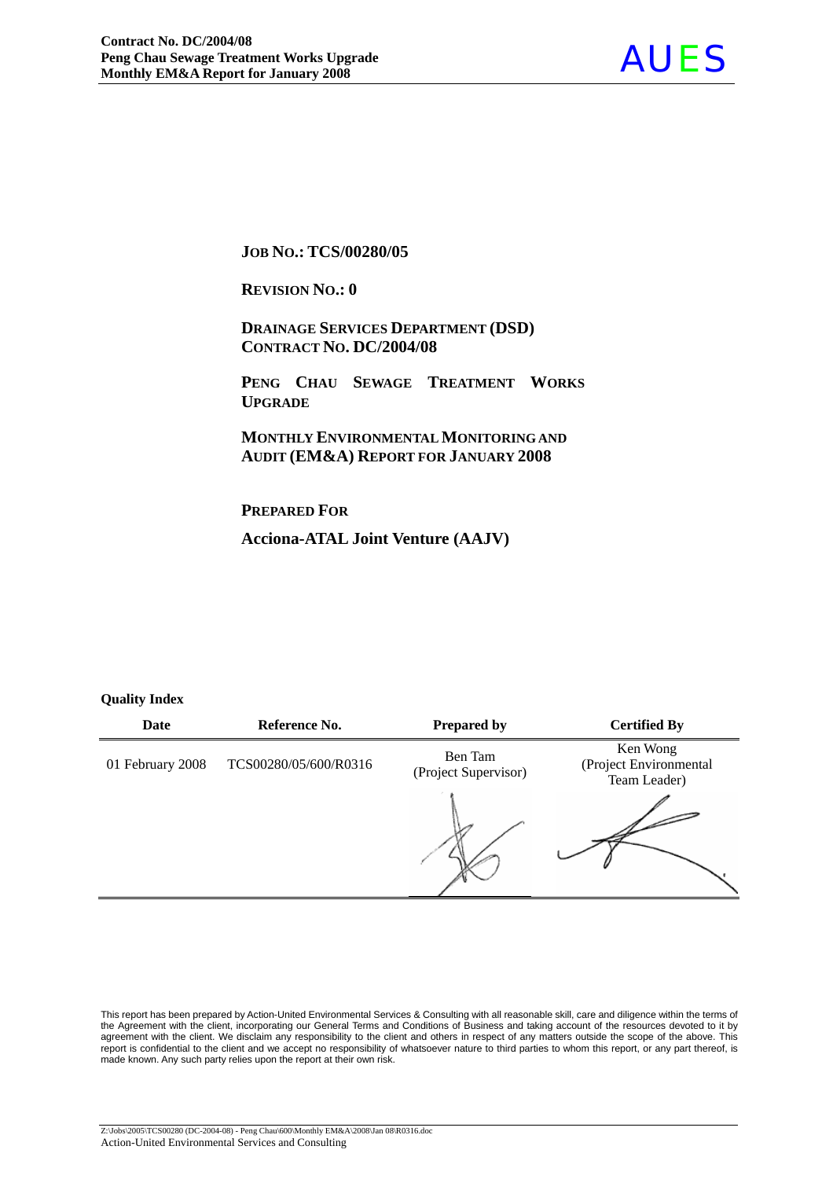**JOB NO.: TCS/00280/05**

**REVISION NO.: 0**

**DRAINAGE SERVICES DEPARTMENT (DSD)**
**CONTRACT NO. DC/2004/08**

**PENG CHAU SEWAGE TREATMENT WORKS UPGRADE**

**MONTHLY ENVIRONMENTAL MONITORING AND AUDIT (EM&A) REPORT FOR JANUARY 2008**

**PREPARED FOR**

**Acciona-ATAL Joint Venture (AAJV)**

**Quality Index**

| Date | Reference No. | Prepared by | Certified By |
|---|---|---|---|
| 01 February 2008 | TCS00280/05/600/R0316 | Ben Tam (Project Supervisor) | Ken Wong (Project Environmental Team Leader) |

This report has been prepared by Action-United Environmental Services & Consulting with all reasonable skill, care and diligence within the terms of the Agreement with the client, incorporating our General Terms and Conditions of Business and taking account of the resources devoted to it by agreement with the client. We disclaim any responsibility to the client and others in respect of any matters outside the scope of the above. This report is confidential to the client and we accept no responsibility of whatsoever nature to third parties to whom this report, or any part thereof, is made known. Any such party relies upon the report at their own risk.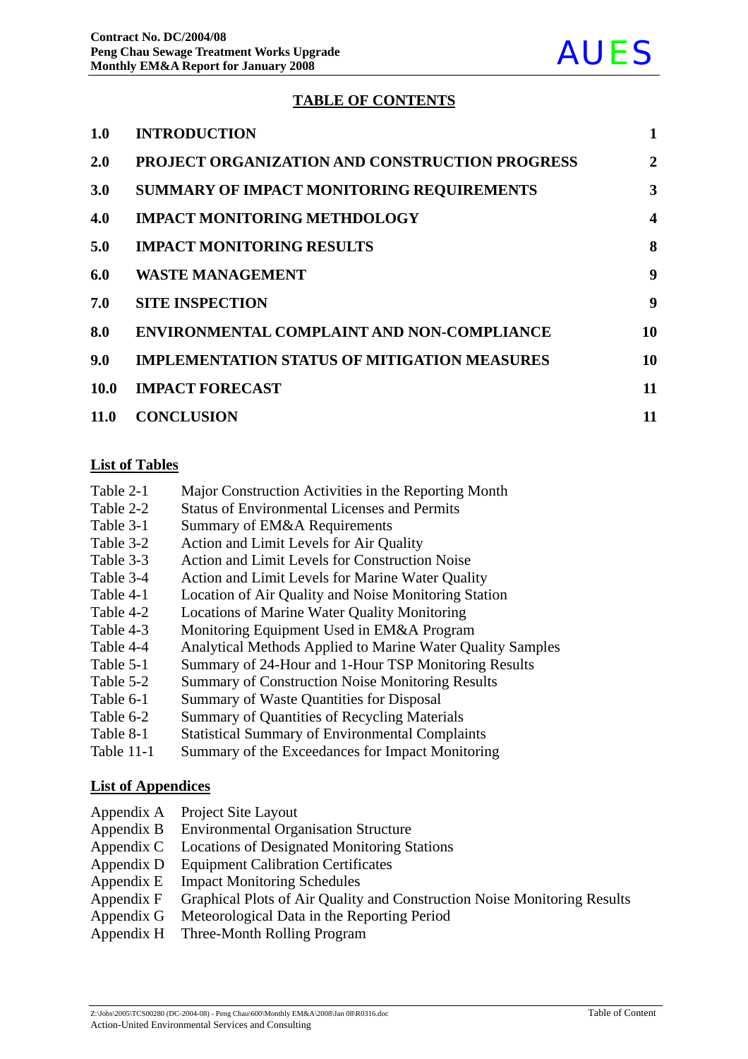# TABLE OF CONTENTS

| | | |
|---|---|---|
| **1.0** | **INTRODUCTION** | **1** |
| **2.0** | **PROJECT ORGANIZATION AND CONSTRUCTION PROGRESS** | **2** |
| **3.0** | **SUMMARY OF IMPACT MONITORING REQUIREMENTS** | **3** |
| **4.0** | **IMPACT MONITORING METHDOLOGY** | **4** |
| **5.0** | **IMPACT MONITORING RESULTS** | **8** |
| **6.0** | **WASTE MANAGEMENT** | **9** |
| **7.0** | **SITE INSPECTION** | **9** |
| **8.0** | **ENVIRONMENTAL COMPLAINT AND NON-COMPLIANCE** | **10** |
| **9.0** | **IMPLEMENTATION STATUS OF MITIGATION MEASURES** | **10** |
| **10.0** | **IMPACT FORECAST** | **11** |
| **11.0** | **CONCLUSION** | **11** |

## List of Tables

| | |
|---|---|
| Table 2-1 | Major Construction Activities in the Reporting Month |
| Table 2-2 | Status of Environmental Licenses and Permits |
| Table 3-1 | Summary of EM&A Requirements |
| Table 3-2 | Action and Limit Levels for Air Quality |
| Table 3-3 | Action and Limit Levels for Construction Noise |
| Table 3-4 | Action and Limit Levels for Marine Water Quality |
| Table 4-1 | Location of Air Quality and Noise Monitoring Station |
| Table 4-2 | Locations of Marine Water Quality Monitoring |
| Table 4-3 | Monitoring Equipment Used in EM&A Program |
| Table 4-4 | Analytical Methods Applied to Marine Water Quality Samples |
| Table 5-1 | Summary of 24-Hour and 1-Hour TSP Monitoring Results |
| Table 5-2 | Summary of Construction Noise Monitoring Results |
| Table 6-1 | Summary of Waste Quantities for Disposal |
| Table 6-2 | Summary of Quantities of Recycling Materials |
| Table 8-1 | Statistical Summary of Environmental Complaints |
| Table 11-1 | Summary of the Exceedances for Impact Monitoring |

## List of Appendices

| | |
|---|---|
| Appendix A | Project Site Layout |
| Appendix B | Environmental Organisation Structure |
| Appendix C | Locations of Designated Monitoring Stations |
| Appendix D | Equipment Calibration Certificates |
| Appendix E | Impact Monitoring Schedules |
| Appendix F | Graphical Plots of Air Quality and Construction Noise Monitoring Results |
| Appendix G | Meteorological Data in the Reporting Period |
| Appendix H | Three-Month Rolling Program |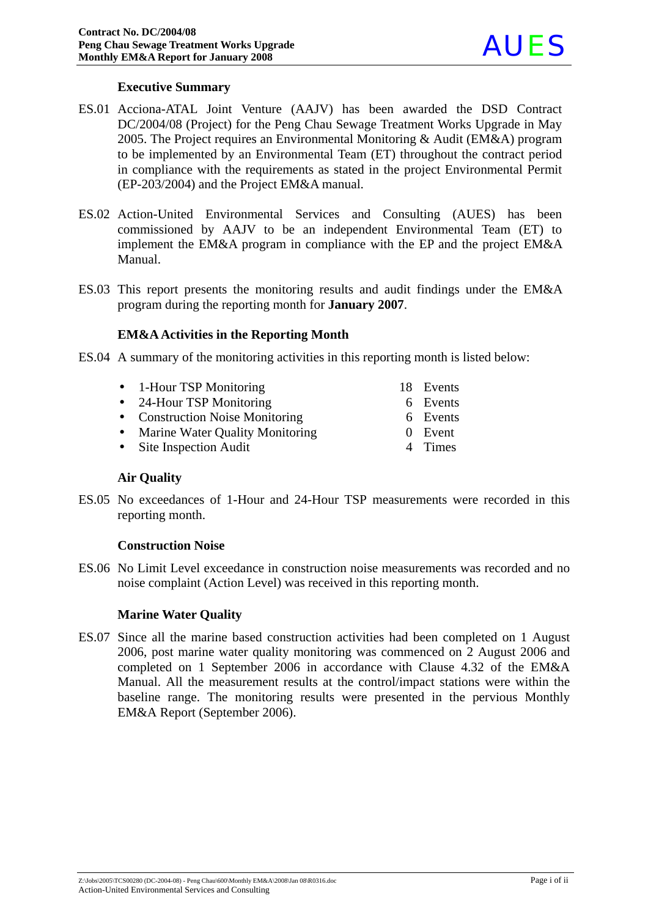## Executive Summary

ES.01 Acciona-ATAL Joint Venture (AAJV) has been awarded the DSD Contract DC/2004/08 (Project) for the Peng Chau Sewage Treatment Works Upgrade in May 2005. The Project requires an Environmental Monitoring & Audit (EM&A) program to be implemented by an Environmental Team (ET) throughout the contract period in compliance with the requirements as stated in the project Environmental Permit (EP-203/2004) and the Project EM&A manual.

ES.02 Action-United Environmental Services and Consulting (AUES) has been commissioned by AAJV to be an independent Environmental Team (ET) to implement the EM&A program in compliance with the EP and the project EM&A Manual.

ES.03 This report presents the monitoring results and audit findings under the EM&A program during the reporting month for **January 2007**.

### EM&A Activities in the Reporting Month

ES.04 A summary of the monitoring activities in this reporting month is listed below:

- 1-Hour TSP Monitoring 18 Events
- 24-Hour TSP Monitoring 6 Events
- Construction Noise Monitoring 6 Events
- Marine Water Quality Monitoring 0 Event
- Site Inspection Audit 4 Times

### Air Quality

ES.05 No exceedances of 1-Hour and 24-Hour TSP measurements were recorded in this reporting month.

### Construction Noise

ES.06 No Limit Level exceedance in construction noise measurements was recorded and no noise complaint (Action Level) was received in this reporting month.

### Marine Water Quality

ES.07 Since all the marine based construction activities had been completed on 1 August 2006, post marine water quality monitoring was commenced on 2 August 2006 and completed on 1 September 2006 in accordance with Clause 4.32 of the EM&A Manual. All the measurement results at the control/impact stations were within the baseline range. The monitoring results were presented in the pervious Monthly EM&A Report (September 2006).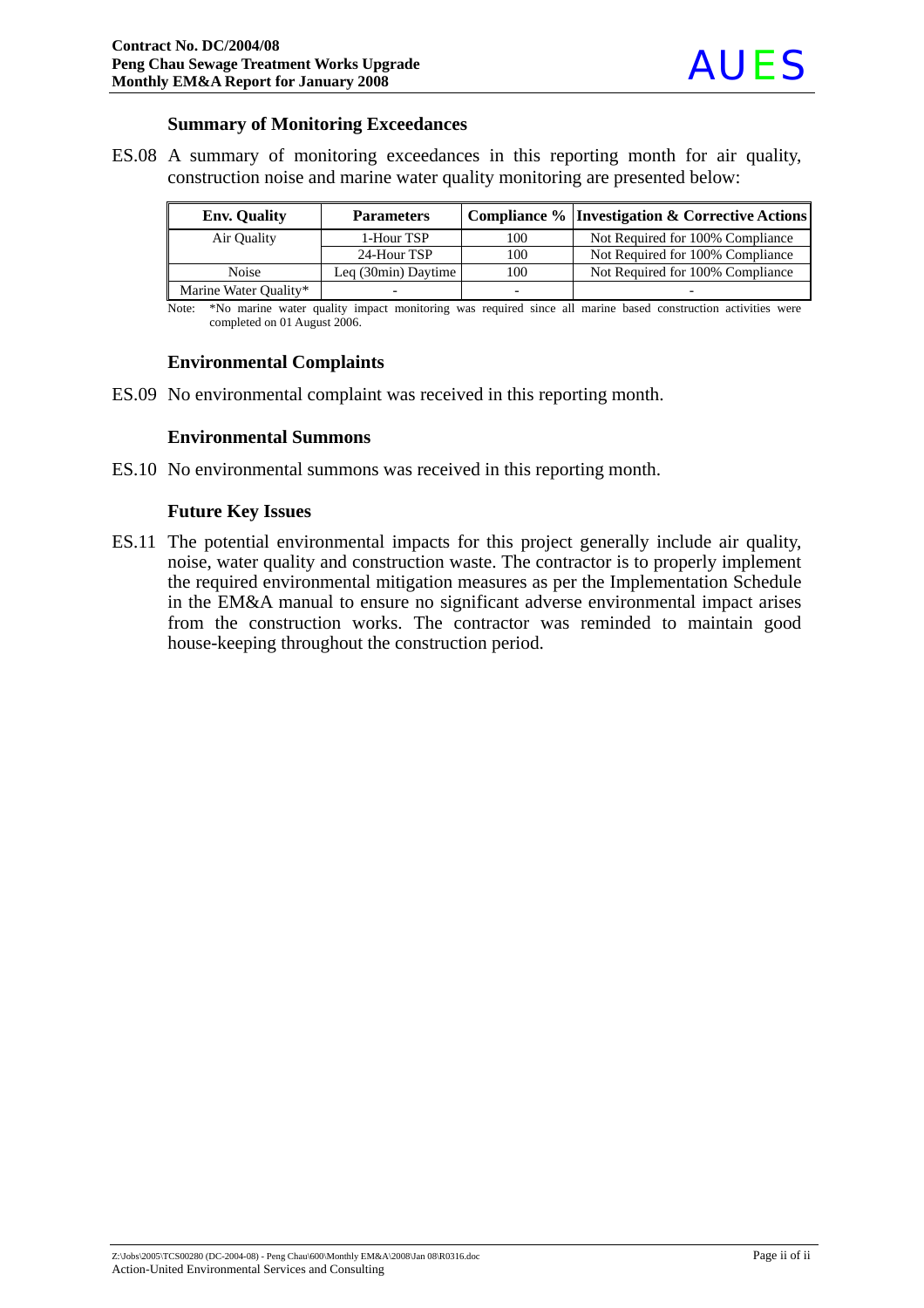### Summary of Monitoring Exceedances

ES.08 A summary of monitoring exceedances in this reporting month for air quality, construction noise and marine water quality monitoring are presented below:

| Env. Quality | Parameters | Compliance % | Investigation & Corrective Actions |
|---|---|---|---|
| Air Quality | 1-Hour TSP | 100 | Not Required for 100% Compliance |
| | 24-Hour TSP | 100 | Not Required for 100% Compliance |
| Noise | Leq (30min) Daytime | 100 | Not Required for 100% Compliance |
| Marine Water Quality* | - | - | - |

Note: *No marine water quality impact monitoring was required since all marine based construction activities were completed on 01 August 2006.

### Environmental Complaints

ES.09 No environmental complaint was received in this reporting month.

### Environmental Summons

ES.10 No environmental summons was received in this reporting month.

### Future Key Issues

ES.11 The potential environmental impacts for this project generally include air quality, noise, water quality and construction waste. The contractor is to properly implement the required environmental mitigation measures as per the Implementation Schedule in the EM&A manual to ensure no significant adverse environmental impact arises from the construction works. The contractor was reminded to maintain good house-keeping throughout the construction period.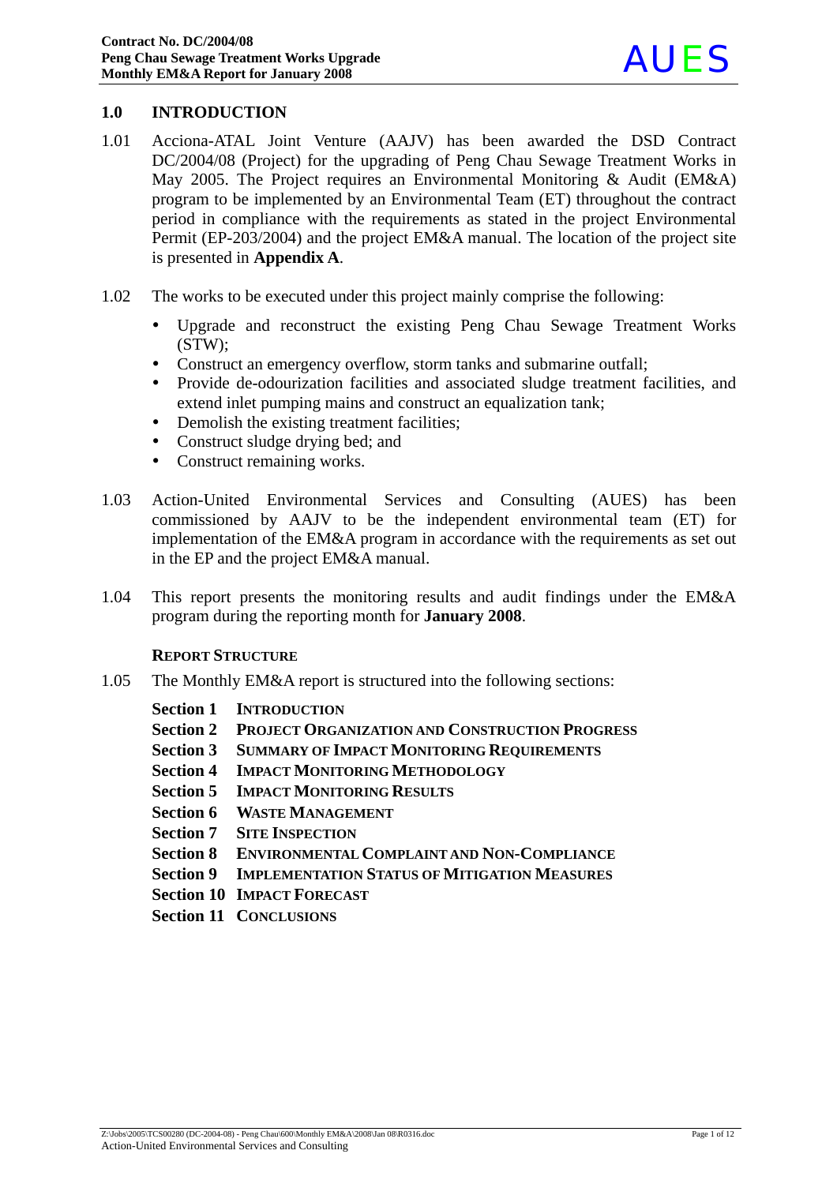# 1.0 INTRODUCTION

1.01 Acciona-ATAL Joint Venture (AAJV) has been awarded the DSD Contract DC/2004/08 (Project) for the upgrading of Peng Chau Sewage Treatment Works in May 2005. The Project requires an Environmental Monitoring & Audit (EM&A) program to be implemented by an Environmental Team (ET) throughout the contract period in compliance with the requirements as stated in the project Environmental Permit (EP-203/2004) and the project EM&A manual. The location of the project site is presented in **Appendix A**.

1.02 The works to be executed under this project mainly comprise the following:

- Upgrade and reconstruct the existing Peng Chau Sewage Treatment Works (STW);
- Construct an emergency overflow, storm tanks and submarine outfall;
- Provide de-odourization facilities and associated sludge treatment facilities, and extend inlet pumping mains and construct an equalization tank;
- Demolish the existing treatment facilities;
- Construct sludge drying bed; and
- Construct remaining works.

1.03 Action-United Environmental Services and Consulting (AUES) has been commissioned by AAJV to be the independent environmental team (ET) for implementation of the EM&A program in accordance with the requirements as set out in the EP and the project EM&A manual.

1.04 This report presents the monitoring results and audit findings under the EM&A program during the reporting month for **January 2008**.

## REPORT STRUCTURE

1.05 The Monthly EM&A report is structured into the following sections:

**Section 1** INTRODUCTION
**Section 2** PROJECT ORGANIZATION AND CONSTRUCTION PROGRESS
**Section 3** SUMMARY OF IMPACT MONITORING REQUIREMENTS
**Section 4** IMPACT MONITORING METHODOLOGY
**Section 5** IMPACT MONITORING RESULTS
**Section 6** WASTE MANAGEMENT
**Section 7** SITE INSPECTION
**Section 8** ENVIRONMENTAL COMPLAINT AND NON-COMPLIANCE
**Section 9** IMPLEMENTATION STATUS OF MITIGATION MEASURES
**Section 10** IMPACT FORECAST
**Section 11** CONCLUSIONS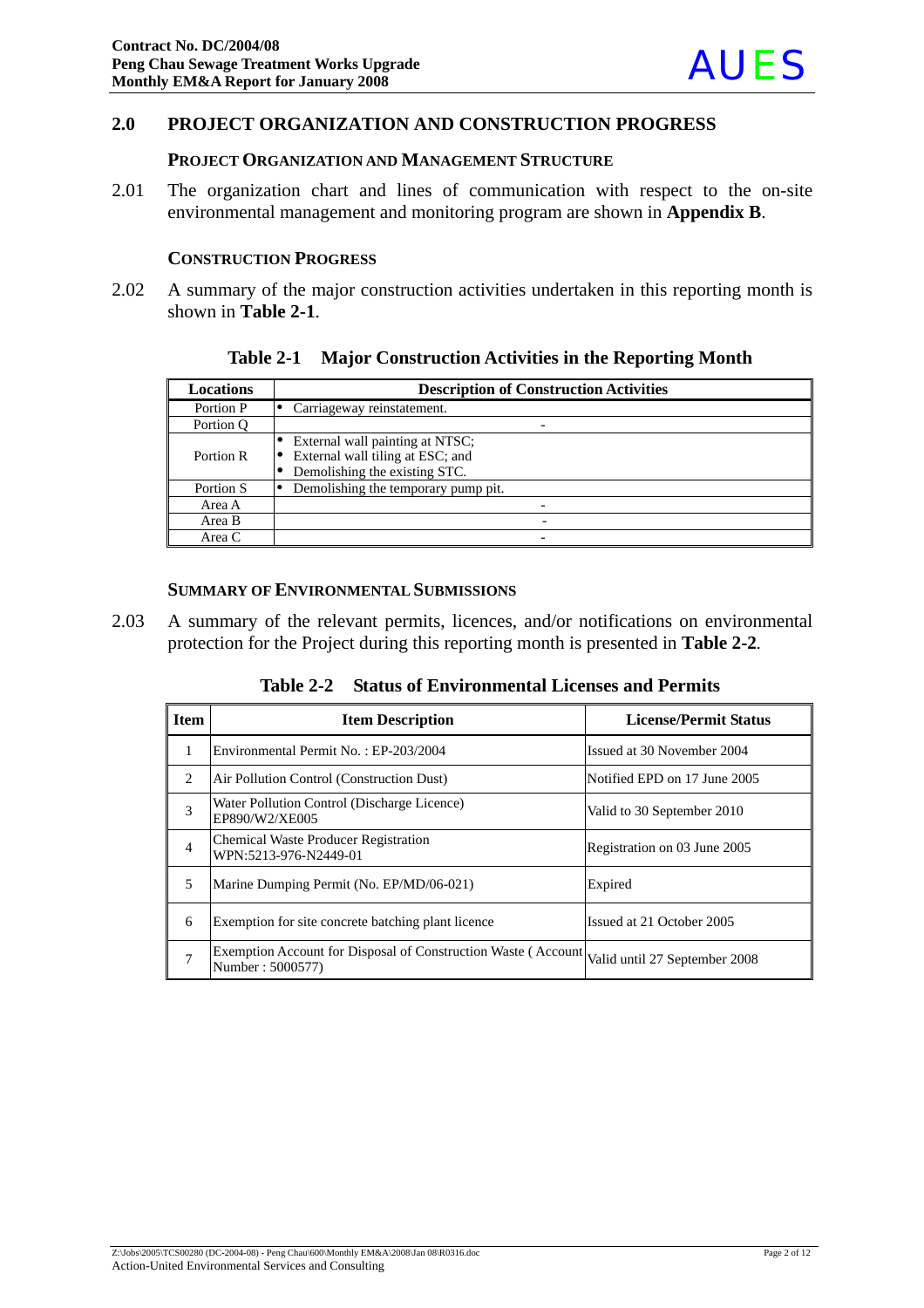## 2.0 PROJECT ORGANIZATION AND CONSTRUCTION PROGRESS

### PROJECT ORGANIZATION AND MANAGEMENT STRUCTURE

2.01 The organization chart and lines of communication with respect to the on-site environmental management and monitoring program are shown in **Appendix B**.

### CONSTRUCTION PROGRESS

2.02 A summary of the major construction activities undertaken in this reporting month is shown in **Table 2-1**.

**Table 2-1 Major Construction Activities in the Reporting Month**

| Locations | Description of Construction Activities |
|---|---|
| Portion P | • Carriageway reinstatement. |
| Portion Q | - |
| Portion R | • External wall painting at NTSC;<br>• External wall tiling at ESC; and<br>• Demolishing the existing STC. |
| Portion S | • Demolishing the temporary pump pit. |
| Area A | - |
| Area B | - |
| Area C | - |

### SUMMARY OF ENVIRONMENTAL SUBMISSIONS

2.03 A summary of the relevant permits, licences, and/or notifications on environmental protection for the Project during this reporting month is presented in **Table 2-2**.

**Table 2-2 Status of Environmental Licenses and Permits**

| Item | Item Description | License/Permit Status |
|---|---|---|
| 1 | Environmental Permit No. : EP-203/2004 | Issued at 30 November 2004 |
| 2 | Air Pollution Control (Construction Dust) | Notified EPD on 17 June 2005 |
| 3 | Water Pollution Control (Discharge Licence) EP890/W2/XE005 | Valid to 30 September 2010 |
| 4 | Chemical Waste Producer Registration WPN:5213-976-N2449-01 | Registration on 03 June 2005 |
| 5 | Marine Dumping Permit (No. EP/MD/06-021) | Expired |
| 6 | Exemption for site concrete batching plant licence | Issued at 21 October 2005 |
| 7 | Exemption Account for Disposal of Construction Waste ( Account Number : 5000577) | Valid until 27 September 2008 |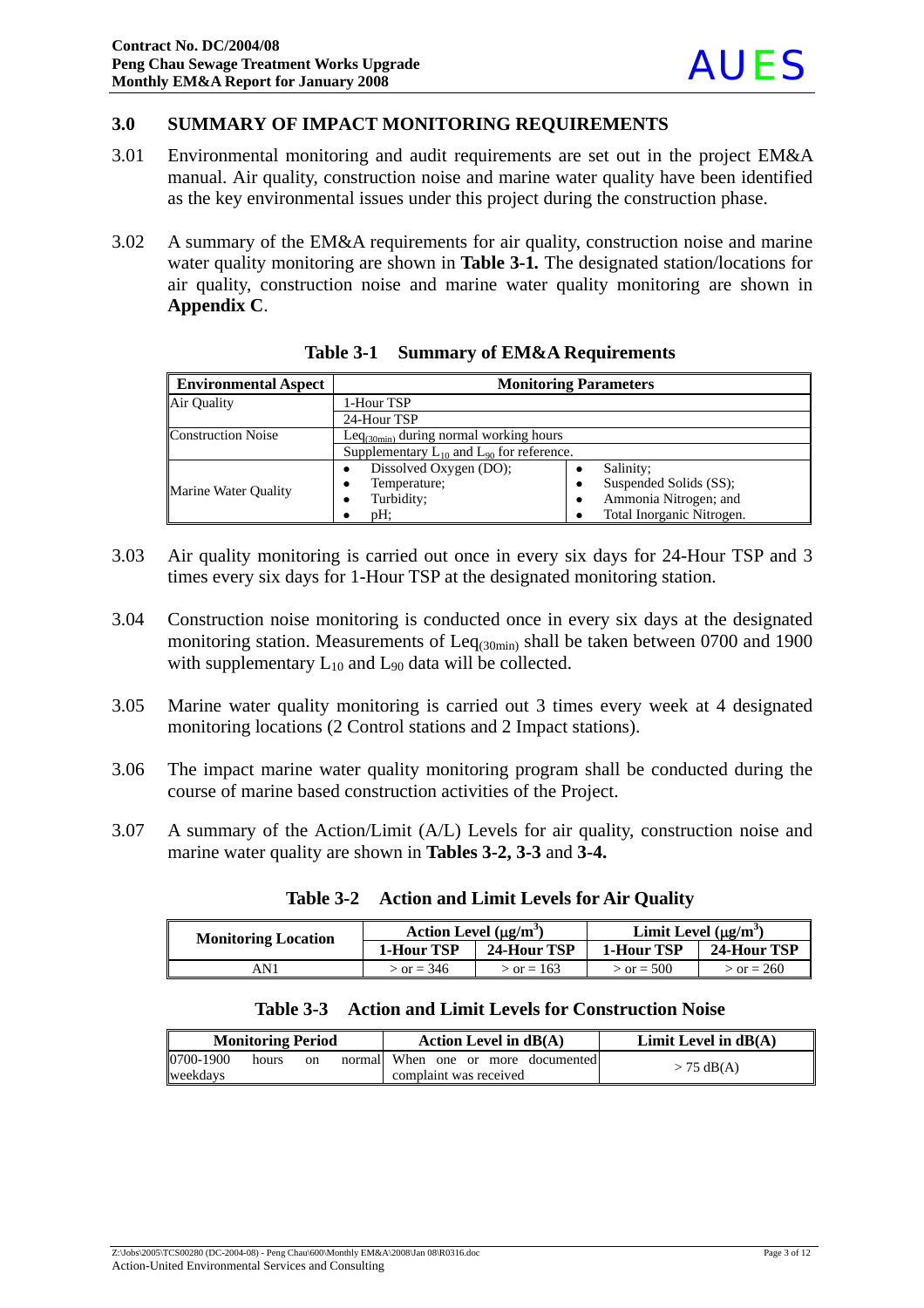## 3.0 SUMMARY OF IMPACT MONITORING REQUIREMENTS

3.01 Environmental monitoring and audit requirements are set out in the project EM&A manual. Air quality, construction noise and marine water quality have been identified as the key environmental issues under this project during the construction phase.

3.02 A summary of the EM&A requirements for air quality, construction noise and marine water quality monitoring are shown in **Table 3-1.** The designated station/locations for air quality, construction noise and marine water quality monitoring are shown in **Appendix C**.

**Table 3-1 Summary of EM&A Requirements**

| Environmental Aspect | Monitoring Parameters | |
|---|---|---|
| Air Quality | 1-Hour TSP | |
| | 24-Hour TSP | |
| Construction Noise | $Leq_{(30min)}$ during normal working hours | |
| | Supplementary $L_{10}$ and $L_{90}$ for reference. | |
| Marine Water Quality | • Dissolved Oxygen (DO); • Temperature; • Turbidity; • pH; | • Salinity; • Suspended Solids (SS); • Ammonia Nitrogen; and • Total Inorganic Nitrogen. |

3.03 Air quality monitoring is carried out once in every six days for 24-Hour TSP and 3 times every six days for 1-Hour TSP at the designated monitoring station.

3.04 Construction noise monitoring is conducted once in every six days at the designated monitoring station. Measurements of $Leq_{(30min)}$ shall be taken between 0700 and 1900 with supplementary $L_{10}$ and $L_{90}$ data will be collected.

3.05 Marine water quality monitoring is carried out 3 times every week at 4 designated monitoring locations (2 Control stations and 2 Impact stations).

3.06 The impact marine water quality monitoring program shall be conducted during the course of marine based construction activities of the Project.

3.07 A summary of the Action/Limit (A/L) Levels for air quality, construction noise and marine water quality are shown in **Tables 3-2, 3-3** and **3-4.**

**Table 3-2 Action and Limit Levels for Air Quality**

| Monitoring Location | Action Level (μg/m³) | | Limit Level (μg/m³) | |
|---|---|---|---|---|
| | 1-Hour TSP | 24-Hour TSP | 1-Hour TSP | 24-Hour TSP |
| AN1 | > or = 346 | > or = 163 | > or = 500 | > or = 260 |

**Table 3-3 Action and Limit Levels for Construction Noise**

| Monitoring Period | Action Level in dB(A) | Limit Level in dB(A) |
|---|---|---|
| 0700-1900 hours on normal weekdays | When one or more documented complaint was received | > 75 dB(A) |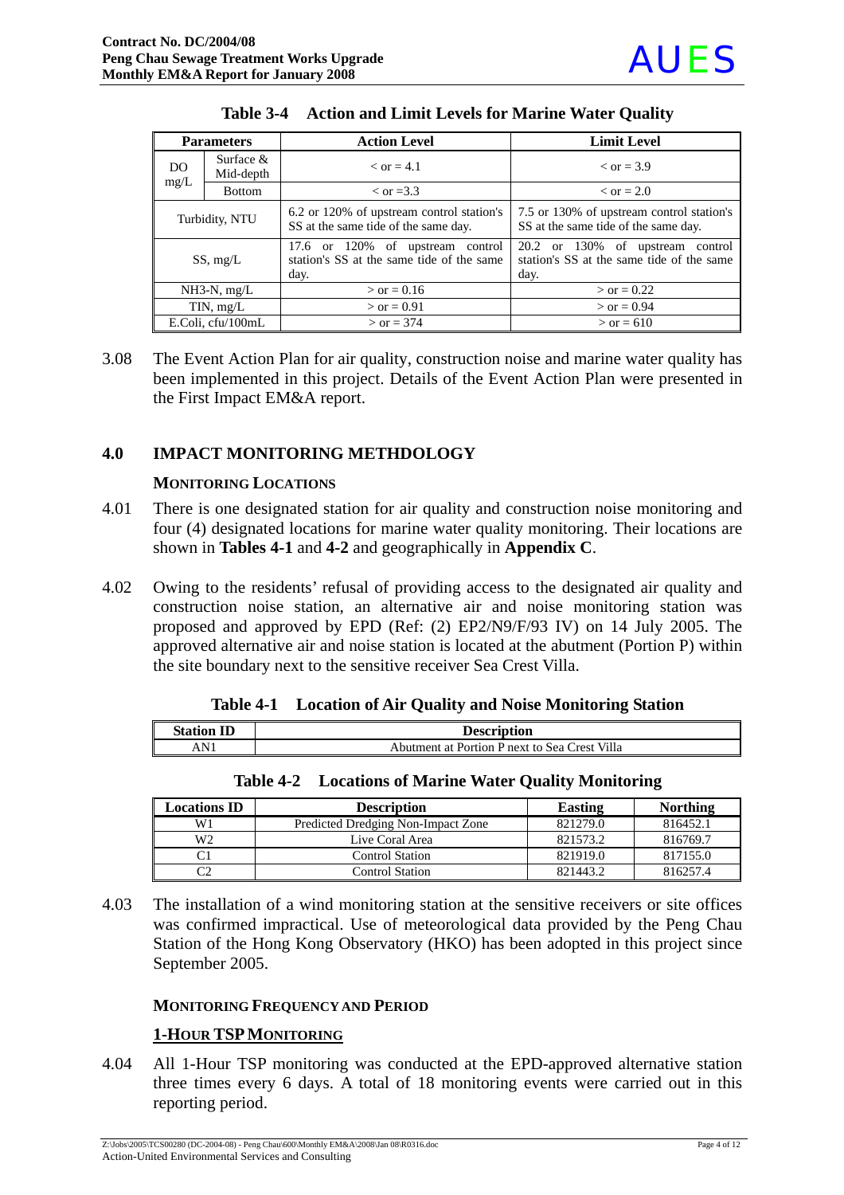**Table 3-4 Action and Limit Levels for Marine Water Quality**

| Parameters | | Action Level | Limit Level |
|---|---|---|---|
| DO mg/L | Surface & Mid-depth | < or = 4.1 | < or = 3.9 |
| | Bottom | < or =3.3 | < or = 2.0 |
| Turbidity, NTU | | 6.2 or 120% of upstream control station's SS at the same tide of the same day. | 7.5 or 130% of upstream control station's SS at the same tide of the same day. |
| SS, mg/L | | 17.6 or 120% of upstream control station's SS at the same tide of the same day. | 20.2 or 130% of upstream control station's SS at the same tide of the same day. |
| NH3-N, mg/L | | > or = 0.16 | > or = 0.22 |
| TIN, mg/L | | > or = 0.91 | > or = 0.94 |
| E.Coli, cfu/100mL | | > or = 374 | > or = 610 |

3.08 The Event Action Plan for air quality, construction noise and marine water quality has been implemented in this project. Details of the Event Action Plan were presented in the First Impact EM&A report.

## 4.0 IMPACT MONITORING METHDOLOGY

### MONITORING LOCATIONS

4.01 There is one designated station for air quality and construction noise monitoring and four (4) designated locations for marine water quality monitoring. Their locations are shown in **Tables 4-1** and **4-2** and geographically in **Appendix C**.

4.02 Owing to the residents' refusal of providing access to the designated air quality and construction noise station, an alternative air and noise monitoring station was proposed and approved by EPD (Ref: (2) EP2/N9/F/93 IV) on 14 July 2005. The approved alternative air and noise station is located at the abutment (Portion P) within the site boundary next to the sensitive receiver Sea Crest Villa.

**Table 4-1 Location of Air Quality and Noise Monitoring Station**

| Station ID | Description |
|---|---|
| AN1 | Abutment at Portion P next to Sea Crest Villa |

**Table 4-2 Locations of Marine Water Quality Monitoring**

| Locations ID | Description | Easting | Northing |
|---|---|---|---|
| W1 | Predicted Dredging Non-Impact Zone | 821279.0 | 816452.1 |
| W2 | Live Coral Area | 821573.2 | 816769.7 |
| C1 | Control Station | 821919.0 | 817155.0 |
| C2 | Control Station | 821443.2 | 816257.4 |

4.03 The installation of a wind monitoring station at the sensitive receivers or site offices was confirmed impractical. Use of meteorological data provided by the Peng Chau Station of the Hong Kong Observatory (HKO) has been adopted in this project since September 2005.

### MONITORING FREQUENCY AND PERIOD

#### 1-HOUR TSP MONITORING

4.04 All 1-Hour TSP monitoring was conducted at the EPD-approved alternative station three times every 6 days. A total of 18 monitoring events were carried out in this reporting period.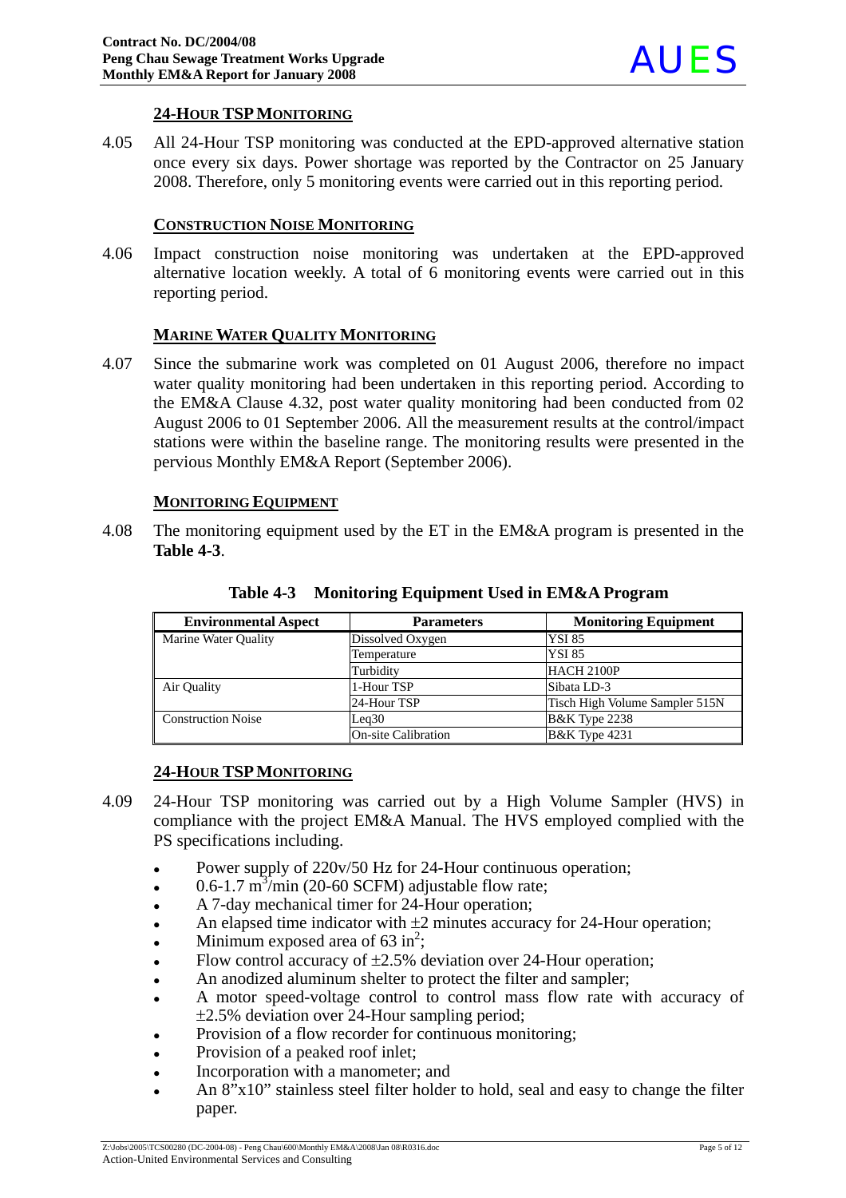### 24-HOUR TSP MONITORING

4.05 All 24-Hour TSP monitoring was conducted at the EPD-approved alternative station once every six days. Power shortage was reported by the Contractor on 25 January 2008. Therefore, only 5 monitoring events were carried out in this reporting period.

### CONSTRUCTION NOISE MONITORING

4.06 Impact construction noise monitoring was undertaken at the EPD-approved alternative location weekly. A total of 6 monitoring events were carried out in this reporting period.

### MARINE WATER QUALITY MONITORING

4.07 Since the submarine work was completed on 01 August 2006, therefore no impact water quality monitoring had been undertaken in this reporting period. According to the EM&A Clause 4.32, post water quality monitoring had been conducted from 02 August 2006 to 01 September 2006. All the measurement results at the control/impact stations were within the baseline range. The monitoring results were presented in the pervious Monthly EM&A Report (September 2006).

### MONITORING EQUIPMENT

4.08 The monitoring equipment used by the ET in the EM&A program is presented in the **Table 4-3**.

**Table 4-3 Monitoring Equipment Used in EM&A Program**

| Environmental Aspect | Parameters | Monitoring Equipment |
|---|---|---|
| Marine Water Quality | Dissolved Oxygen | YSI 85 |
| | Temperature | YSI 85 |
| | Turbidity | HACH 2100P |
| Air Quality | 1-Hour TSP | Sibata LD-3 |
| | 24-Hour TSP | Tisch High Volume Sampler 515N |
| Construction Noise | Leq30 | B&K Type 2238 |
| | On-site Calibration | B&K Type 4231 |

### 24-HOUR TSP MONITORING

4.09 24-Hour TSP monitoring was carried out by a High Volume Sampler (HVS) in compliance with the project EM&A Manual. The HVS employed complied with the PS specifications including.

- Power supply of 220v/50 Hz for 24-Hour continuous operation;
- 0.6-1.7 $m^3$/min (20-60 SCFM) adjustable flow rate;
- A 7-day mechanical timer for 24-Hour operation;
- An elapsed time indicator with ±2 minutes accuracy for 24-Hour operation;
- Minimum exposed area of 63 $in^2$;
- Flow control accuracy of ±2.5% deviation over 24-Hour operation;
- An anodized aluminum shelter to protect the filter and sampler;
- A motor speed-voltage control to control mass flow rate with accuracy of ±2.5% deviation over 24-Hour sampling period;
- Provision of a flow recorder for continuous monitoring;
- Provision of a peaked roof inlet;
- Incorporation with a manometer; and
- An 8"x10" stainless steel filter holder to hold, seal and easy to change the filter paper.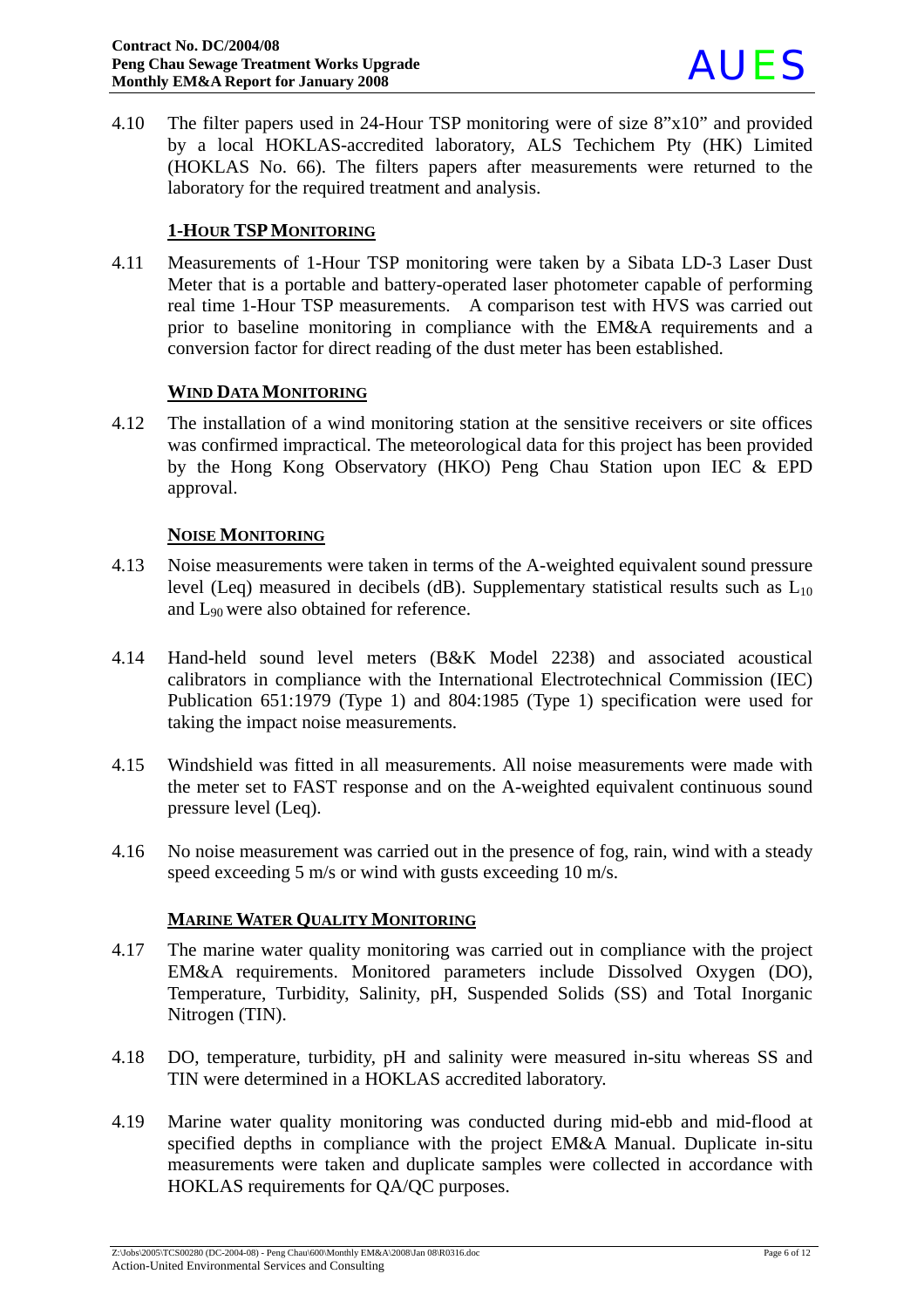4.10 The filter papers used in 24-Hour TSP monitoring were of size 8”x10” and provided by a local HOKLAS-accredited laboratory, ALS Techichem Pty (HK) Limited (HOKLAS No. 66). The filters papers after measurements were returned to the laboratory for the required treatment and analysis.

**1-HOUR TSP MONITORING**

4.11 Measurements of 1-Hour TSP monitoring were taken by a Sibata LD-3 Laser Dust Meter that is a portable and battery-operated laser photometer capable of performing real time 1-Hour TSP measurements. A comparison test with HVS was carried out prior to baseline monitoring in compliance with the EM&A requirements and a conversion factor for direct reading of the dust meter has been established.

**WIND DATA MONITORING**

4.12 The installation of a wind monitoring station at the sensitive receivers or site offices was confirmed impractical. The meteorological data for this project has been provided by the Hong Kong Observatory (HKO) Peng Chau Station upon IEC & EPD approval.

**NOISE MONITORING**

4.13 Noise measurements were taken in terms of the A-weighted equivalent sound pressure level (Leq) measured in decibels (dB). Supplementary statistical results such as $L_{10}$ and $L_{90}$ were also obtained for reference.

4.14 Hand-held sound level meters (B&K Model 2238) and associated acoustical calibrators in compliance with the International Electrotechnical Commission (IEC) Publication 651:1979 (Type 1) and 804:1985 (Type 1) specification were used for taking the impact noise measurements.

4.15 Windshield was fitted in all measurements. All noise measurements were made with the meter set to FAST response and on the A-weighted equivalent continuous sound pressure level (Leq).

4.16 No noise measurement was carried out in the presence of fog, rain, wind with a steady speed exceeding 5 m/s or wind with gusts exceeding 10 m/s.

**MARINE WATER QUALITY MONITORING**

4.17 The marine water quality monitoring was carried out in compliance with the project EM&A requirements. Monitored parameters include Dissolved Oxygen (DO), Temperature, Turbidity, Salinity, pH, Suspended Solids (SS) and Total Inorganic Nitrogen (TIN).

4.18 DO, temperature, turbidity, pH and salinity were measured in-situ whereas SS and TIN were determined in a HOKLAS accredited laboratory.

4.19 Marine water quality monitoring was conducted during mid-ebb and mid-flood at specified depths in compliance with the project EM&A Manual. Duplicate in-situ measurements were taken and duplicate samples were collected in accordance with HOKLAS requirements for QA/QC purposes.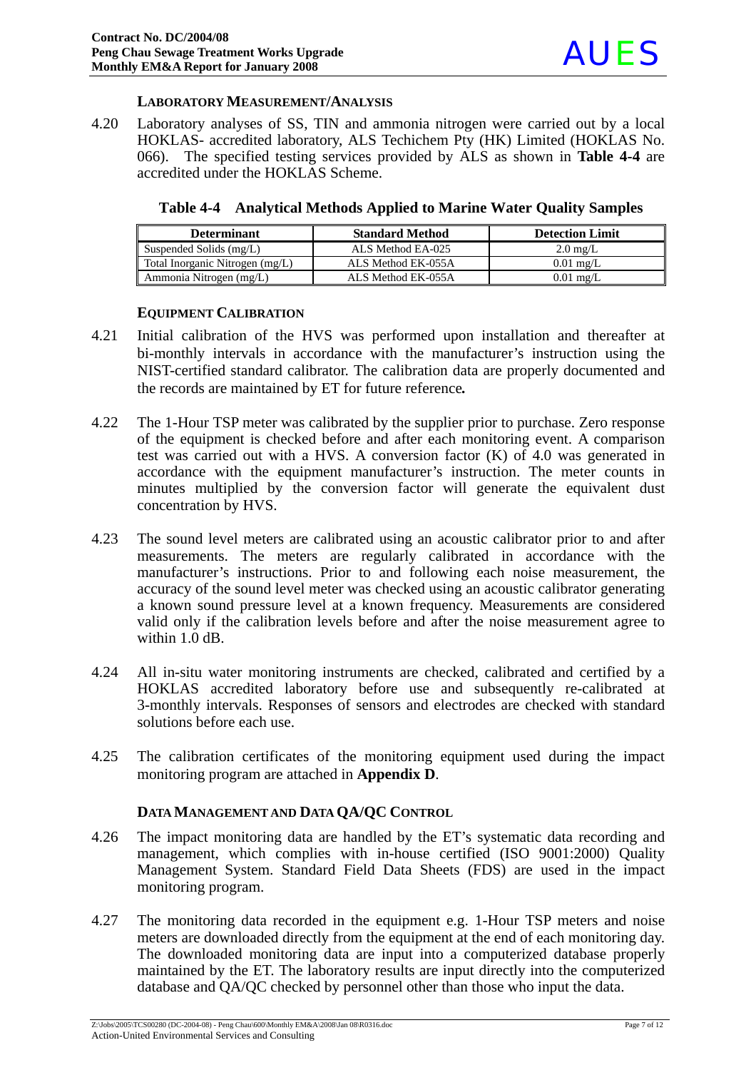### LABORATORY MEASUREMENT/ANALYSIS

4.20 Laboratory analyses of SS, TIN and ammonia nitrogen were carried out by a local HOKLAS- accredited laboratory, ALS Techichem Pty (HK) Limited (HOKLAS No. 066). The specified testing services provided by ALS as shown in **Table 4-4** are accredited under the HOKLAS Scheme.

**Table 4-4 Analytical Methods Applied to Marine Water Quality Samples**

| Determinant | Standard Method | Detection Limit |
|---|---|---|
| Suspended Solids (mg/L) | ALS Method EA-025 | 2.0 mg/L |
| Total Inorganic Nitrogen (mg/L) | ALS Method EK-055A | 0.01 mg/L |
| Ammonia Nitrogen (mg/L) | ALS Method EK-055A | 0.01 mg/L |

### EQUIPMENT CALIBRATION

4.21 Initial calibration of the HVS was performed upon installation and thereafter at bi-monthly intervals in accordance with the manufacturer's instruction using the NIST-certified standard calibrator. The calibration data are properly documented and the records are maintained by ET for future reference**.**

4.22 The 1-Hour TSP meter was calibrated by the supplier prior to purchase. Zero response of the equipment is checked before and after each monitoring event. A comparison test was carried out with a HVS. A conversion factor (K) of 4.0 was generated in accordance with the equipment manufacturer's instruction. The meter counts in minutes multiplied by the conversion factor will generate the equivalent dust concentration by HVS.

4.23 The sound level meters are calibrated using an acoustic calibrator prior to and after measurements. The meters are regularly calibrated in accordance with the manufacturer's instructions. Prior to and following each noise measurement, the accuracy of the sound level meter was checked using an acoustic calibrator generating a known sound pressure level at a known frequency. Measurements are considered valid only if the calibration levels before and after the noise measurement agree to within 1.0 dB.

4.24 All in-situ water monitoring instruments are checked, calibrated and certified by a HOKLAS accredited laboratory before use and subsequently re-calibrated at 3-monthly intervals. Responses of sensors and electrodes are checked with standard solutions before each use.

4.25 The calibration certificates of the monitoring equipment used during the impact monitoring program are attached in **Appendix D**.

### DATA MANAGEMENT AND DATA QA/QC CONTROL

4.26 The impact monitoring data are handled by the ET's systematic data recording and management, which complies with in-house certified (ISO 9001:2000) Quality Management System. Standard Field Data Sheets (FDS) are used in the impact monitoring program.

4.27 The monitoring data recorded in the equipment e.g. 1-Hour TSP meters and noise meters are downloaded directly from the equipment at the end of each monitoring day. The downloaded monitoring data are input into a computerized database properly maintained by the ET. The laboratory results are input directly into the computerized database and QA/QC checked by personnel other than those who input the data.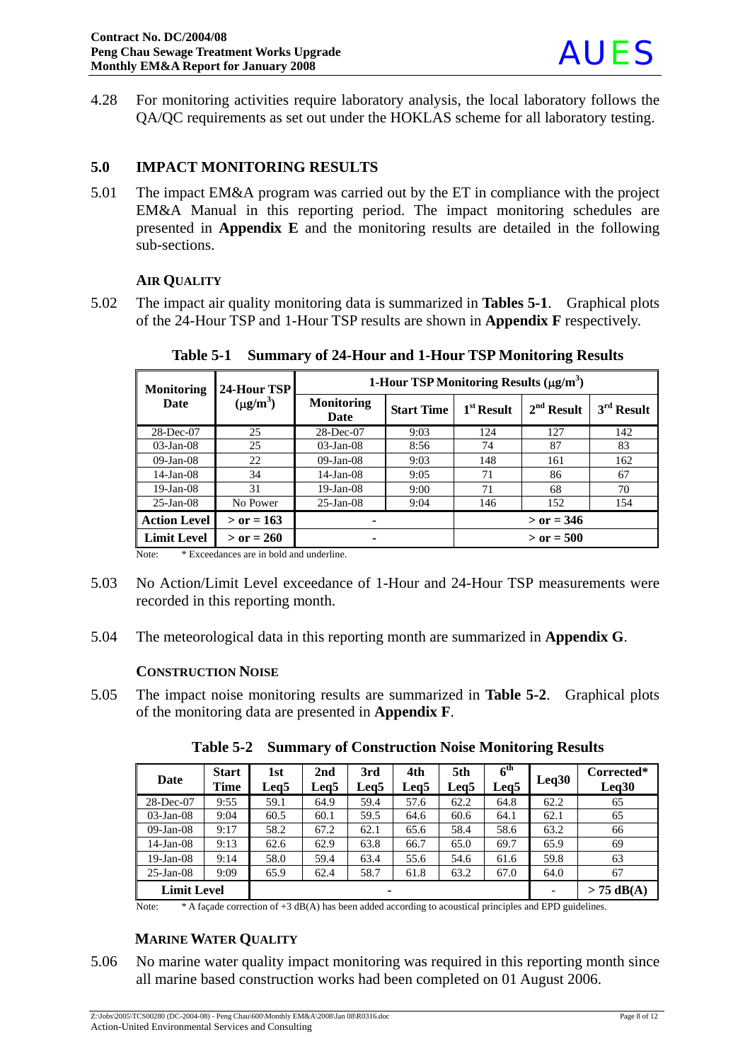4.28 For monitoring activities require laboratory analysis, the local laboratory follows the QA/QC requirements as set out under the HOKLAS scheme for all laboratory testing.

## 5.0 IMPACT MONITORING RESULTS

5.01 The impact EM&A program was carried out by the ET in compliance with the project EM&A Manual in this reporting period. The impact monitoring schedules are presented in **Appendix E** and the monitoring results are detailed in the following sub-sections.

### AIR QUALITY

5.02 The impact air quality monitoring data is summarized in **Tables 5-1**. Graphical plots of the 24-Hour TSP and 1-Hour TSP results are shown in **Appendix F** respectively.

**Table 5-1 Summary of 24-Hour and 1-Hour TSP Monitoring Results**

| Monitoring Date | 24-Hour TSP ($\mu g/m^3$) | 1-Hour TSP Monitoring Results ($\mu g/m^3$) | | | | |
|---|---|---|---|---|---|---|
| | | Monitoring Date | Start Time | 1st Result | 2nd Result | 3rd Result |
| 28-Dec-07 | 25 | 28-Dec-07 | 9:03 | 124 | 127 | 142 |
| 03-Jan-08 | 25 | 03-Jan-08 | 8:56 | 74 | 87 | 83 |
| 09-Jan-08 | 22 | 09-Jan-08 | 9:03 | 148 | 161 | 162 |
| 14-Jan-08 | 34 | 14-Jan-08 | 9:05 | 71 | 86 | 67 |
| 19-Jan-08 | 31 | 19-Jan-08 | 9:00 | 71 | 68 | 70 |
| 25-Jan-08 | No Power | 25-Jan-08 | 9:04 | 146 | 152 | 154 |
| **Action Level** | **> or = 163** | - | | **> or = 346** | | |
| **Limit Level** | **> or = 260** | - | | **> or = 500** | | |

Note: * Exceedances are in bold and underline.

5.03 No Action/Limit Level exceedance of 1-Hour and 24-Hour TSP measurements were recorded in this reporting month.

5.04 The meteorological data in this reporting month are summarized in **Appendix G**.

### CONSTRUCTION NOISE

5.05 The impact noise monitoring results are summarized in **Table 5-2**. Graphical plots of the monitoring data are presented in **Appendix F**.

**Table 5-2 Summary of Construction Noise Monitoring Results**

| Date | Start Time | 1st Leq5 | 2nd Leq5 | 3rd Leq5 | 4th Leq5 | 5th Leq5 | 6th Leq5 | Leq30 | Corrected* Leq30 |
|---|---|---|---|---|---|---|---|---|---|
| 28-Dec-07 | 9:55 | 59.1 | 64.9 | 59.4 | 57.6 | 62.2 | 64.8 | 62.2 | 65 |
| 03-Jan-08 | 9:04 | 60.5 | 60.1 | 59.5 | 64.6 | 60.6 | 64.1 | 62.1 | 65 |
| 09-Jan-08 | 9:17 | 58.2 | 67.2 | 62.1 | 65.6 | 58.4 | 58.6 | 63.2 | 66 |
| 14-Jan-08 | 9:13 | 62.6 | 62.9 | 63.8 | 66.7 | 65.0 | 69.7 | 65.9 | 69 |
| 19-Jan-08 | 9:14 | 58.0 | 59.4 | 63.4 | 55.6 | 54.6 | 61.6 | 59.8 | 63 |
| 25-Jan-08 | 9:09 | 65.9 | 62.4 | 58.7 | 61.8 | 63.2 | 67.0 | 64.0 | 67 |
| **Limit Level** | | - | | | | | | - | **> 75 dB(A)** |

Note: * A façade correction of +3 dB(A) has been added according to acoustical principles and EPD guidelines.

### MARINE WATER QUALITY

5.06 No marine water quality impact monitoring was required in this reporting month since all marine based construction works had been completed on 01 August 2006.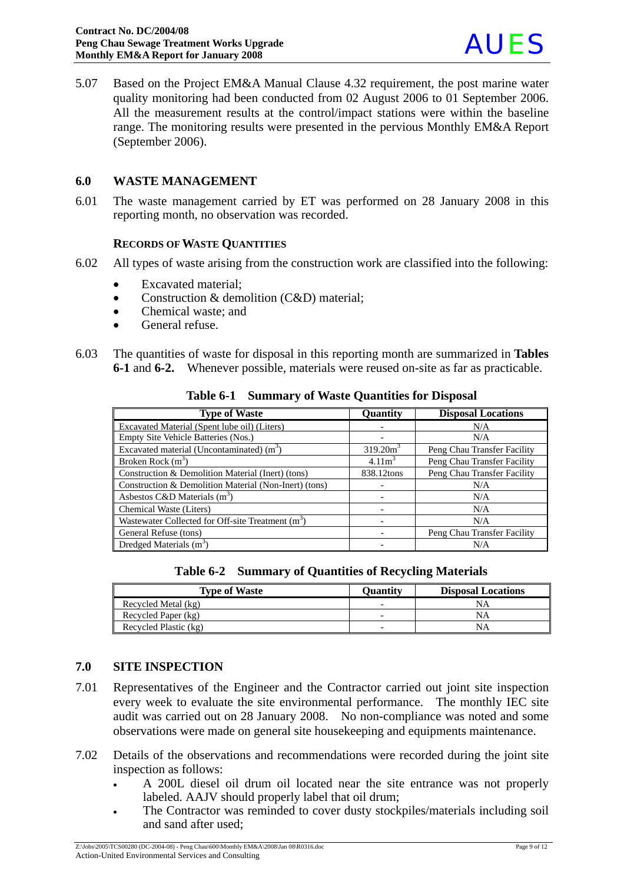5.07 Based on the Project EM&A Manual Clause 4.32 requirement, the post marine water quality monitoring had been conducted from 02 August 2006 to 01 September 2006. All the measurement results at the control/impact stations were within the baseline range. The monitoring results were presented in the pervious Monthly EM&A Report (September 2006).

## 6.0 WASTE MANAGEMENT

6.01 The waste management carried by ET was performed on 28 January 2008 in this reporting month, no observation was recorded.

### RECORDS OF WASTE QUANTITIES

6.02 All types of waste arising from the construction work are classified into the following:

- Excavated material;
- Construction & demolition (C&D) material;
- Chemical waste; and
- General refuse.

6.03 The quantities of waste for disposal in this reporting month are summarized in **Tables 6-1** and **6-2.** Whenever possible, materials were reused on-site as far as practicable.

**Table 6-1 Summary of Waste Quantities for Disposal**

| Type of Waste | Quantity | Disposal Locations |
|---|---|---|
| Excavated Material (Spent lube oil) (Liters) | - | N/A |
| Empty Site Vehicle Batteries (Nos.) | - | N/A |
| Excavated material (Uncontaminated) ($m^3$) | $319.20m^3$ | Peng Chau Transfer Facility |
| Broken Rock ($m^3$) | $4.11m^3$ | Peng Chau Transfer Facility |
| Construction & Demolition Material (Inert) (tons) | 838.12tons | Peng Chau Transfer Facility |
| Construction & Demolition Material (Non-Inert) (tons) | - | N/A |
| Asbestos C&D Materials ($m^3$) | - | N/A |
| Chemical Waste (Liters) | - | N/A |
| Wastewater Collected for Off-site Treatment ($m^3$) | - | N/A |
| General Refuse (tons) | - | Peng Chau Transfer Facility |
| Dredged Materials ($m^3$) | - | N/A |

**Table 6-2 Summary of Quantities of Recycling Materials**

| Type of Waste | Quantity | Disposal Locations |
|---|---|---|
| Recycled Metal (kg) | - | NA |
| Recycled Paper (kg) | - | NA |
| Recycled Plastic (kg) | - | NA |

## 7.0 SITE INSPECTION

7.01 Representatives of the Engineer and the Contractor carried out joint site inspection every week to evaluate the site environmental performance. The monthly IEC site audit was carried out on 28 January 2008. No non-compliance was noted and some observations were made on general site housekeeping and equipments maintenance.

7.02 Details of the observations and recommendations were recorded during the joint site inspection as follows:

- A 200L diesel oil drum oil located near the site entrance was not properly labeled. AAJV should properly label that oil drum;
- The Contractor was reminded to cover dusty stockpiles/materials including soil and sand after used;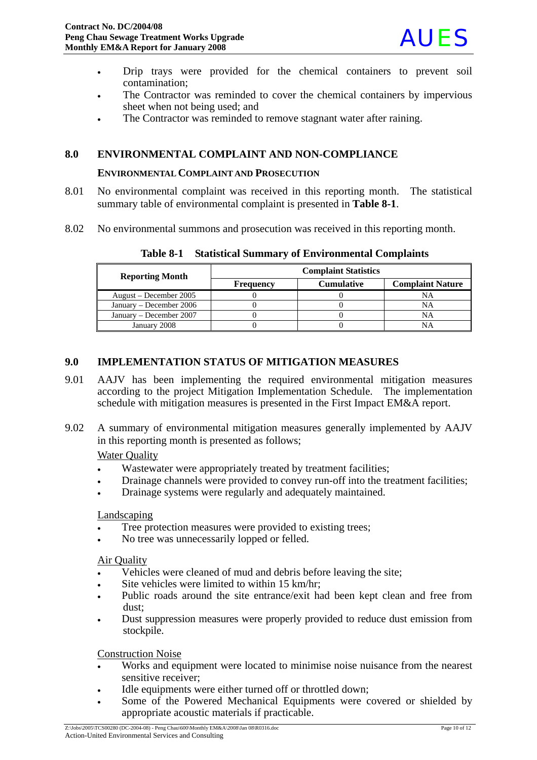- Drip trays were provided for the chemical containers to prevent soil contamination;
- The Contractor was reminded to cover the chemical containers by impervious sheet when not being used; and
- The Contractor was reminded to remove stagnant water after raining.

## 8.0 ENVIRONMENTAL COMPLAINT AND NON-COMPLIANCE

### ENVIRONMENTAL COMPLAINT AND PROSECUTION

8.01 No environmental complaint was received in this reporting month. The statistical summary table of environmental complaint is presented in **Table 8-1**.

8.02 No environmental summons and prosecution was received in this reporting month.

**Table 8-1 Statistical Summary of Environmental Complaints**

| Reporting Month | Complaint Statistics | | |
|---|---|---|---|
| | Frequency | Cumulative | Complaint Nature |
| August – December 2005 | 0 | 0 | NA |
| January – December 2006 | 0 | 0 | NA |
| January – December 2007 | 0 | 0 | NA |
| January 2008 | 0 | 0 | NA |

## 9.0 IMPLEMENTATION STATUS OF MITIGATION MEASURES

9.01 AAJV has been implementing the required environmental mitigation measures according to the project Mitigation Implementation Schedule. The implementation schedule with mitigation measures is presented in the First Impact EM&A report.

9.02 A summary of environmental mitigation measures generally implemented by AAJV in this reporting month is presented as follows;

Water Quality

- Wastewater were appropriately treated by treatment facilities;
- Drainage channels were provided to convey run-off into the treatment facilities;
- Drainage systems were regularly and adequately maintained.

Landscaping

- Tree protection measures were provided to existing trees;
- No tree was unnecessarily lopped or felled.

Air Quality

- Vehicles were cleaned of mud and debris before leaving the site;
- Site vehicles were limited to within 15 km/hr;
- Public roads around the site entrance/exit had been kept clean and free from dust;
- Dust suppression measures were properly provided to reduce dust emission from stockpile.

Construction Noise

- Works and equipment were located to minimise noise nuisance from the nearest sensitive receiver;
- Idle equipments were either turned off or throttled down;
- Some of the Powered Mechanical Equipments were covered or shielded by appropriate acoustic materials if practicable.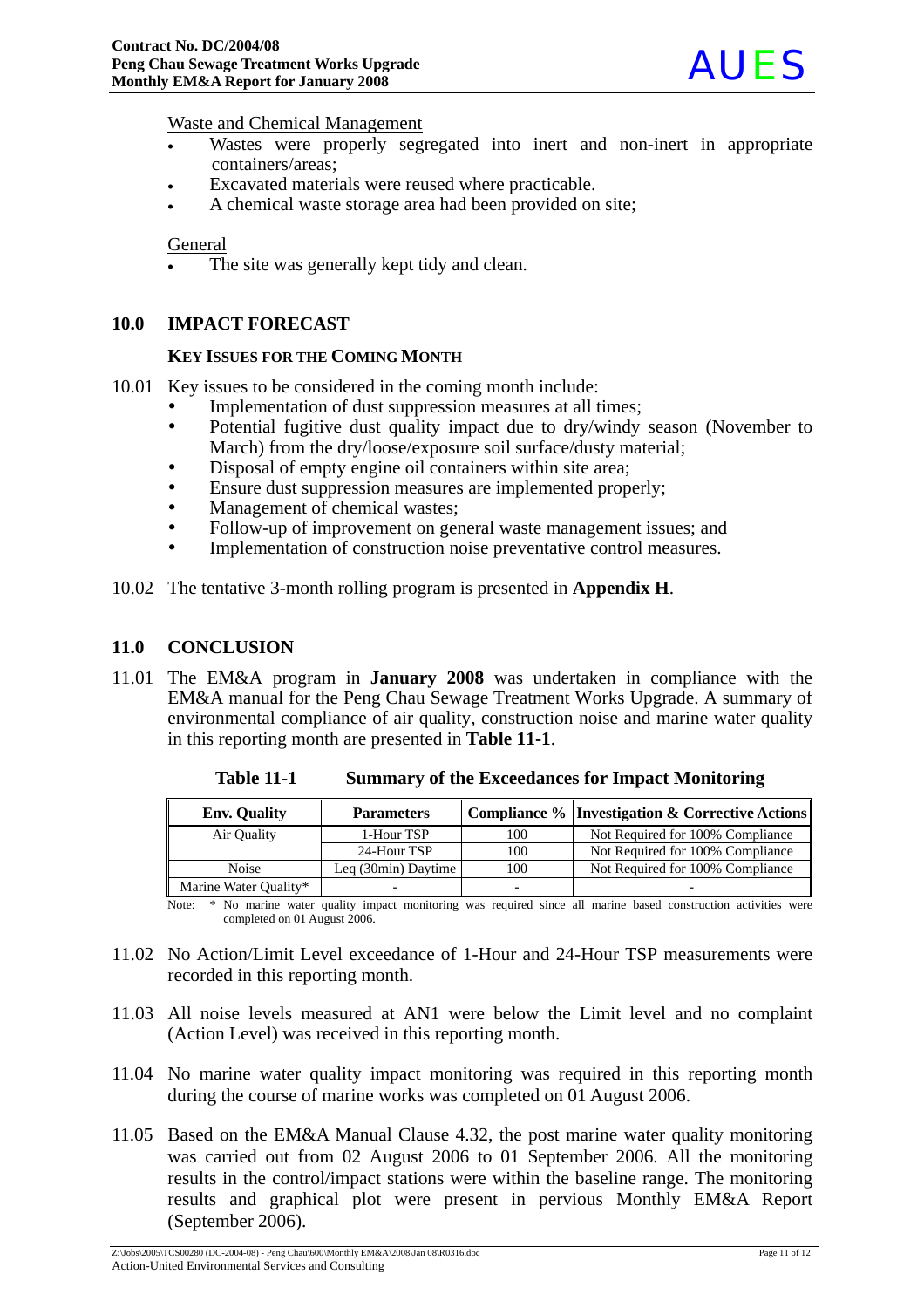Waste and Chemical Management

- Wastes were properly segregated into inert and non-inert in appropriate containers/areas;
- Excavated materials were reused where practicable.
- A chemical waste storage area had been provided on site;

General

- The site was generally kept tidy and clean.

## 10.0 IMPACT FORECAST

### KEY ISSUES FOR THE COMING MONTH

10.01 Key issues to be considered in the coming month include:

- Implementation of dust suppression measures at all times;
- Potential fugitive dust quality impact due to dry/windy season (November to March) from the dry/loose/exposure soil surface/dusty material;
- Disposal of empty engine oil containers within site area;
- Ensure dust suppression measures are implemented properly;
- Management of chemical wastes;
- Follow-up of improvement on general waste management issues; and
- Implementation of construction noise preventative control measures.

10.02 The tentative 3-month rolling program is presented in **Appendix H**.

## 11.0 CONCLUSION

11.01 The EM&A program in **January 2008** was undertaken in compliance with the EM&A manual for the Peng Chau Sewage Treatment Works Upgrade. A summary of environmental compliance of air quality, construction noise and marine water quality in this reporting month are presented in **Table 11-1**.

**Table 11-1 Summary of the Exceedances for Impact Monitoring**

| Env. Quality | Parameters | Compliance % | Investigation & Corrective Actions |
|---|---|---|---|
| Air Quality | 1-Hour TSP | 100 | Not Required for 100% Compliance |
| | 24-Hour TSP | 100 | Not Required for 100% Compliance |
| Noise | Leq (30min) Daytime | 100 | Not Required for 100% Compliance |
| Marine Water Quality* | - | - | - |

Note: * No marine water quality impact monitoring was required since all marine based construction activities were completed on 01 August 2006.

11.02 No Action/Limit Level exceedance of 1-Hour and 24-Hour TSP measurements were recorded in this reporting month.

11.03 All noise levels measured at AN1 were below the Limit level and no complaint (Action Level) was received in this reporting month.

11.04 No marine water quality impact monitoring was required in this reporting month during the course of marine works was completed on 01 August 2006.

11.05 Based on the EM&A Manual Clause 4.32, the post marine water quality monitoring was carried out from 02 August 2006 to 01 September 2006. All the monitoring results in the control/impact stations were within the baseline range. The monitoring results and graphical plot were present in pervious Monthly EM&A Report (September 2006).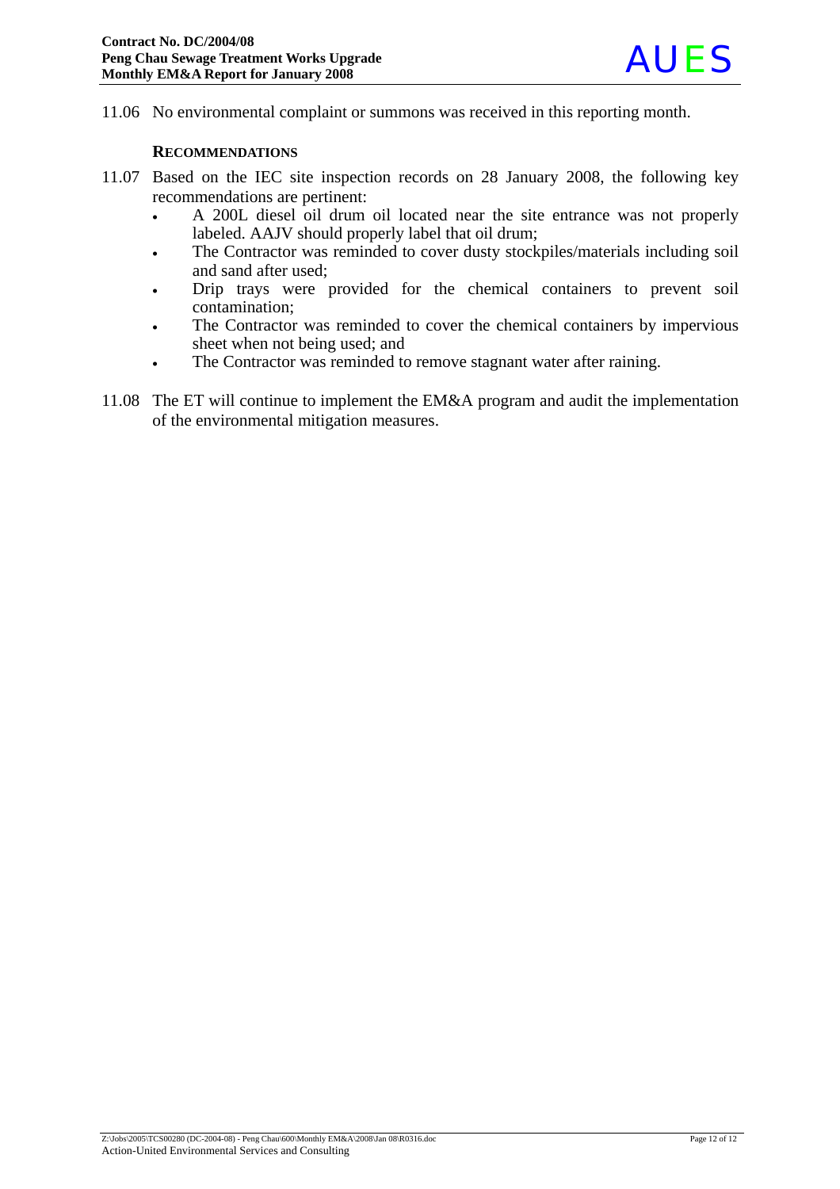11.06 No environmental complaint or summons was received in this reporting month.

**RECOMMENDATIONS**

11.07 Based on the IEC site inspection records on 28 January 2008, the following key recommendations are pertinent:

- A 200L diesel oil drum oil located near the site entrance was not properly labeled. AAJV should properly label that oil drum;
- The Contractor was reminded to cover dusty stockpiles/materials including soil and sand after used;
- Drip trays were provided for the chemical containers to prevent soil contamination;
- The Contractor was reminded to cover the chemical containers by impervious sheet when not being used; and
- The Contractor was reminded to remove stagnant water after raining.

11.08 The ET will continue to implement the EM&A program and audit the implementation of the environmental mitigation measures.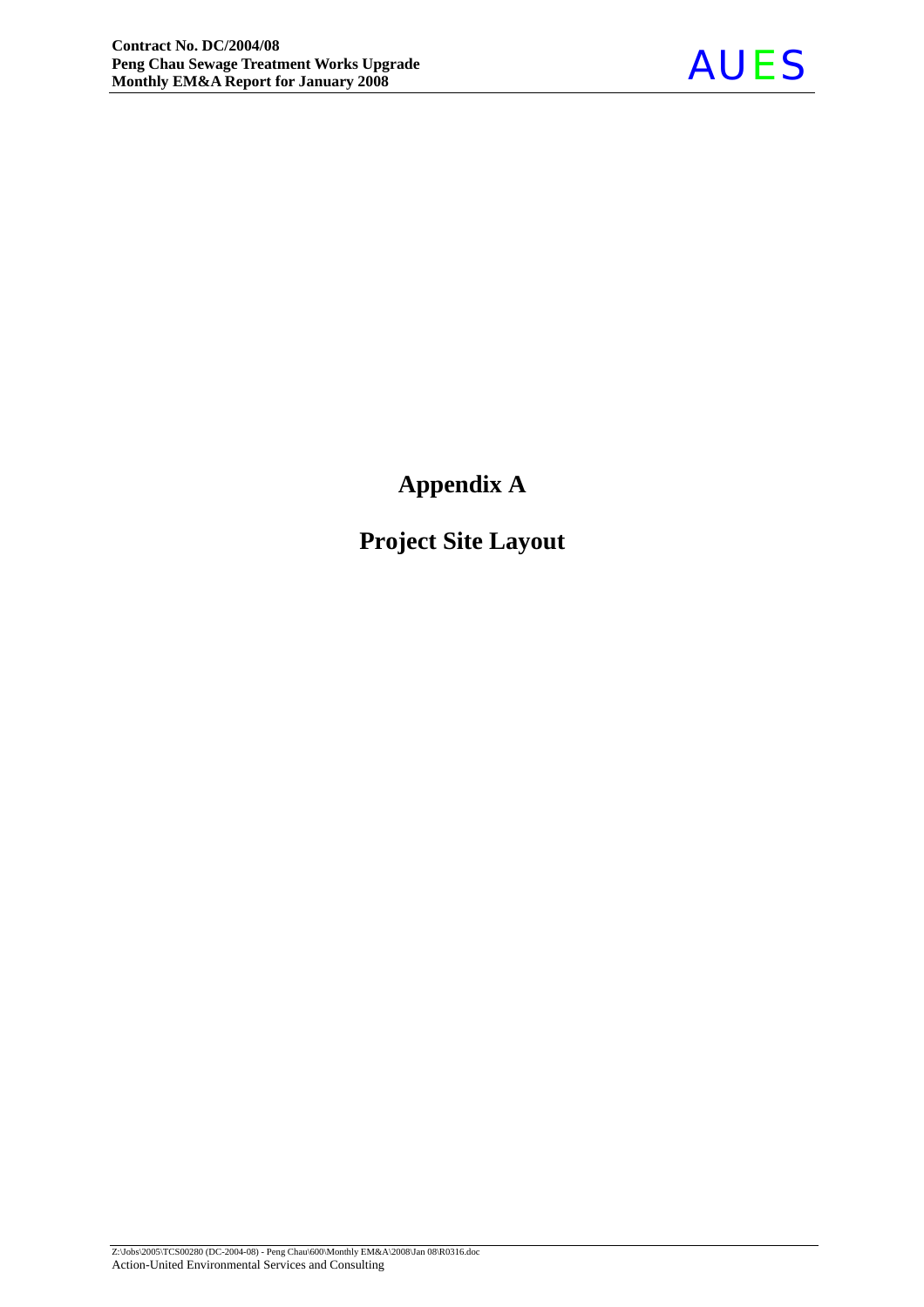# Appendix A

## Project Site Layout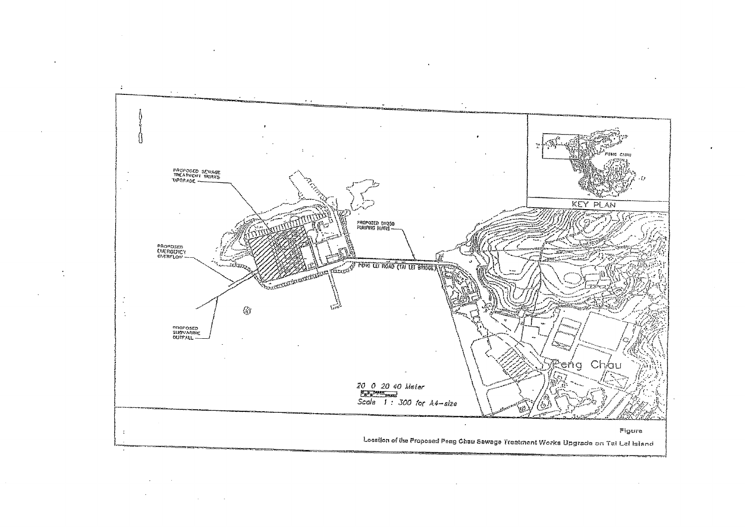PROPOSED SEWAGE TREATMENT WORKS UPGRADE

PROPOSED EMERGENCY OVERFLOW

PROPOSED SUBMARINE OUTFALL

PROPOSED DN250 PUMPING MAINS

PENG LEI ROAD (TAI LEI BRIDGE)

KEY PLAN

PENG CHAU

Peng Chau

20 0 20 40 Meter

Scale 1 : 300 for A4-size

Figure

Location of the Proposed Peng Chau Sewage Treatment Works Upgrade on Tai Lei Island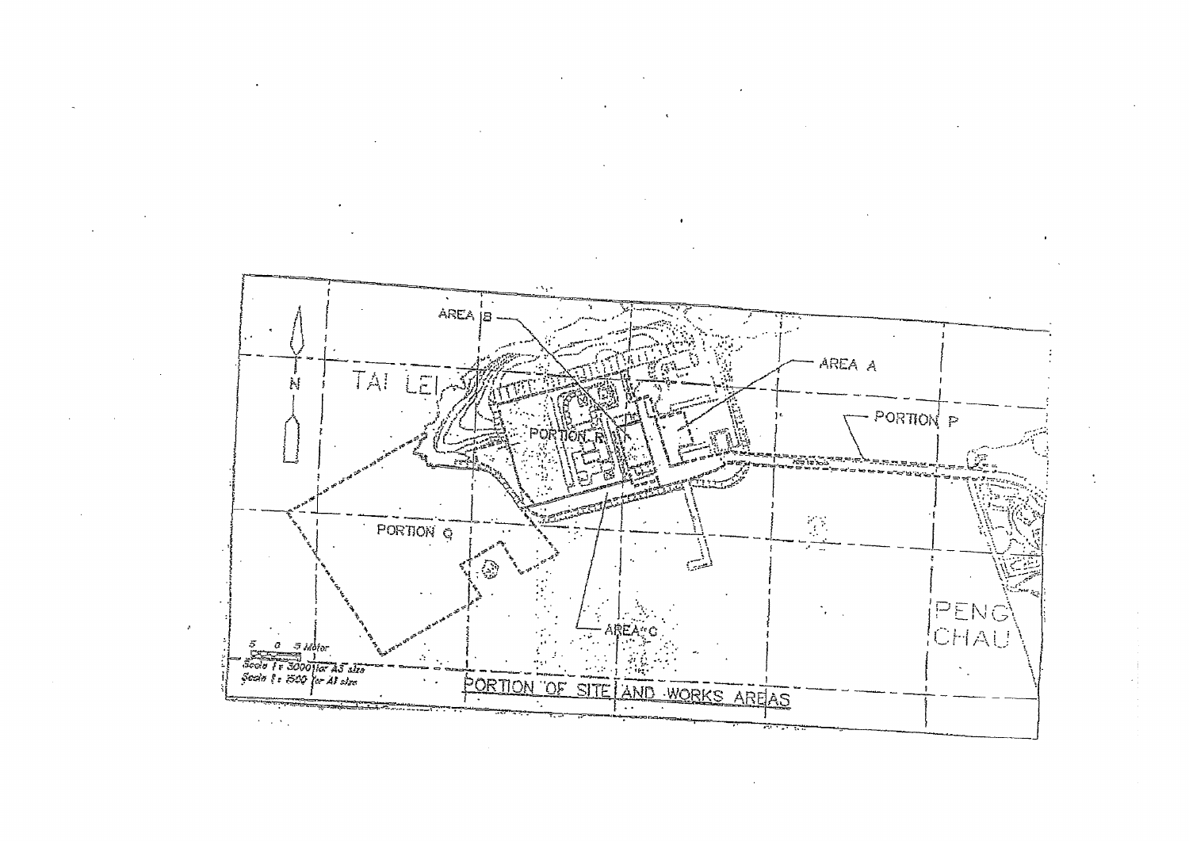AREA B

AREA A

TAI LEI

PORTION P

PORTION R

PORTION Q

AREA C

PENG CHAU

N

5 0 5 Meter

Scale 1 : 3000 for A3 size

Scale 1 : 1500 for A1 size

PORTION OF SITE AND WORKS AREAS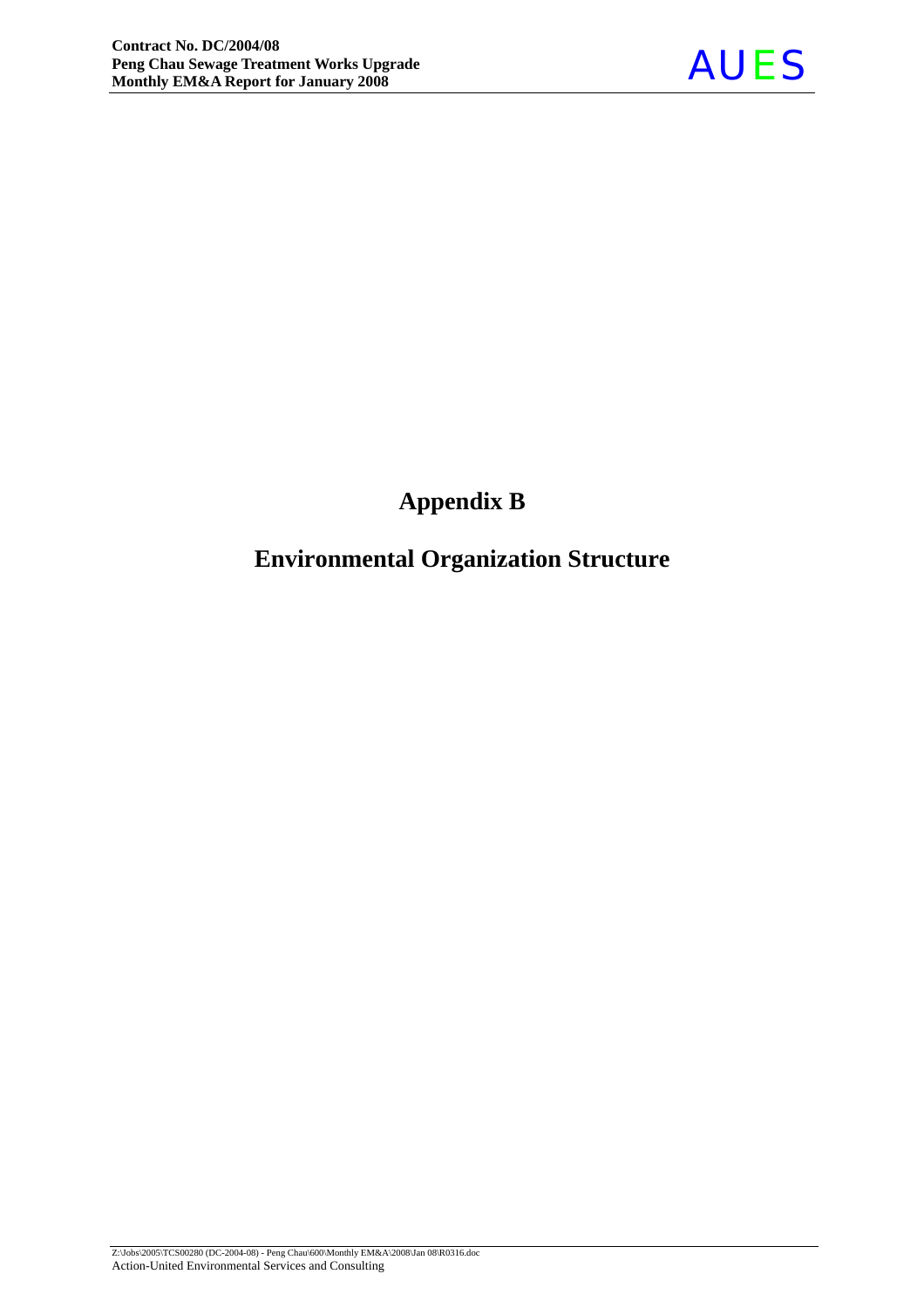# Appendix B

# Environmental Organization Structure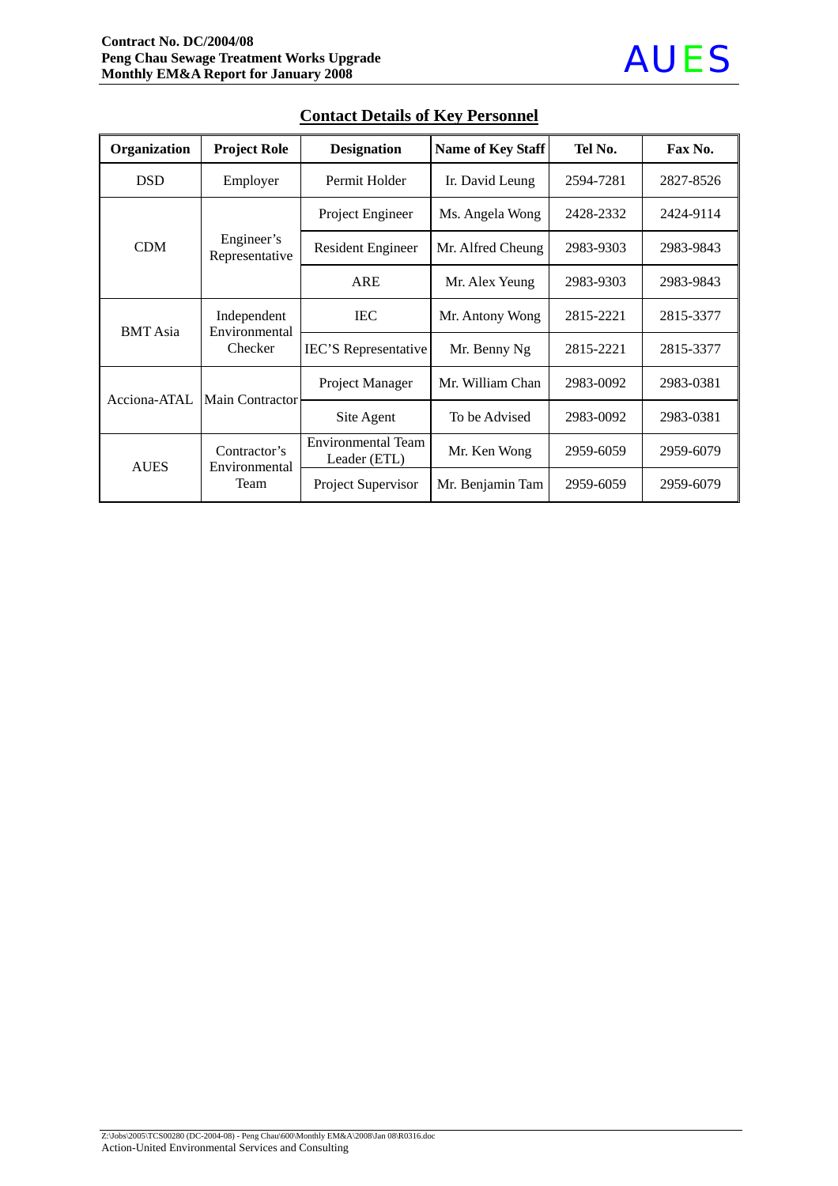## Contact Details of Key Personnel

| Organization | Project Role | Designation | Name of Key Staff | Tel No. | Fax No. |
|---|---|---|---|---|---|
| DSD | Employer | Permit Holder | Ir. David Leung | 2594-7281 | 2827-8526 |
| CDM | Engineer's Representative | Project Engineer | Ms. Angela Wong | 2428-2332 | 2424-9114 |
| | | Resident Engineer | Mr. Alfred Cheung | 2983-9303 | 2983-9843 |
| | | ARE | Mr. Alex Yeung | 2983-9303 | 2983-9843 |
| BMT Asia | Independent Environmental Checker | IEC | Mr. Antony Wong | 2815-2221 | 2815-3377 |
| | | IEC'S Representative | Mr. Benny Ng | 2815-2221 | 2815-3377 |
| Acciona-ATAL | Main Contractor | Project Manager | Mr. William Chan | 2983-0092 | 2983-0381 |
| | | Site Agent | To be Advised | 2983-0092 | 2983-0381 |
| AUES | Contractor's Environmental Team | Environmental Team Leader (ETL) | Mr. Ken Wong | 2959-6059 | 2959-6079 |
| | | Project Supervisor | Mr. Benjamin Tam | 2959-6059 | 2959-6079 |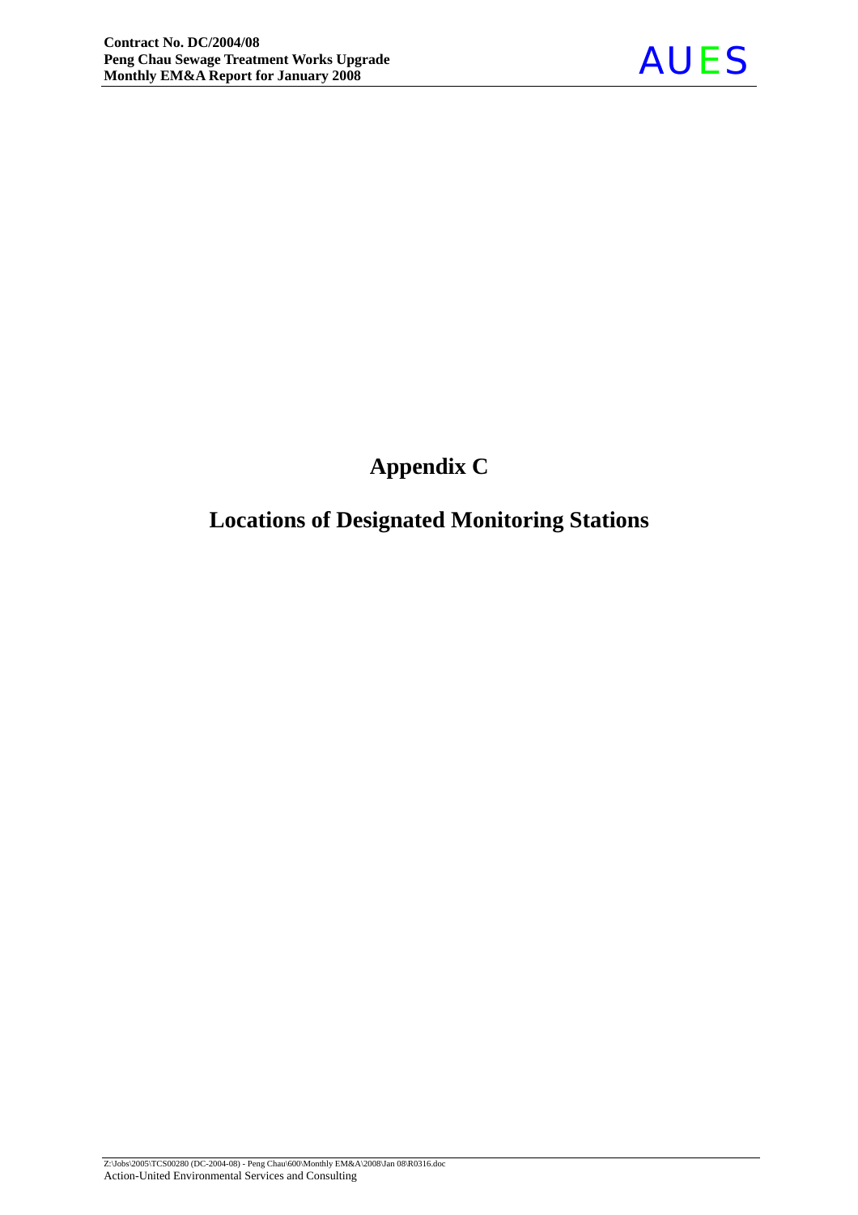# Appendix C

## Locations of Designated Monitoring Stations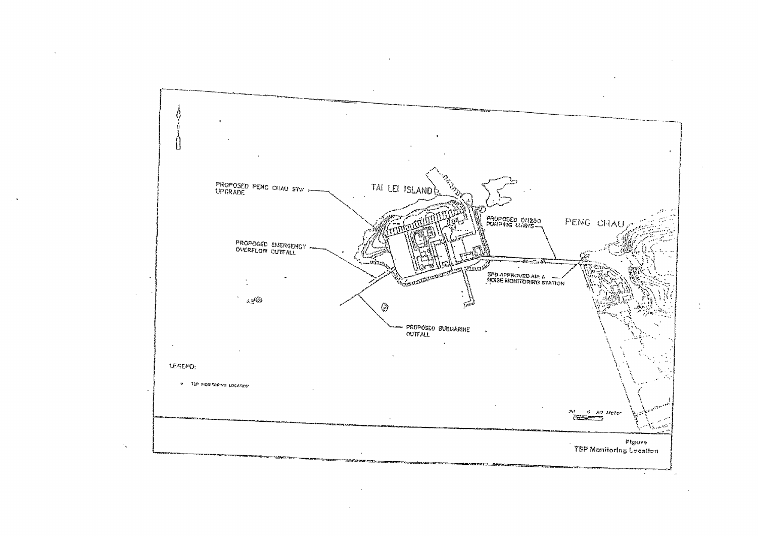PROPOSED PENG CHAU STW UPGRADE

TAI LEI ISLAND

PROPOSED DN250 PUMPING MAINS

PENG CHAU

PROPOSED EMERGENCY OVERFLOW OUTFALL

EPD-APPROVED AIR & NOISE MONITORING STATION

PROPOSED SUBMARINE OUTFALL

LEGEND:

TSP MONITORING LOCATION

20 0 20 Meter

Figure
TSP Monitoring Location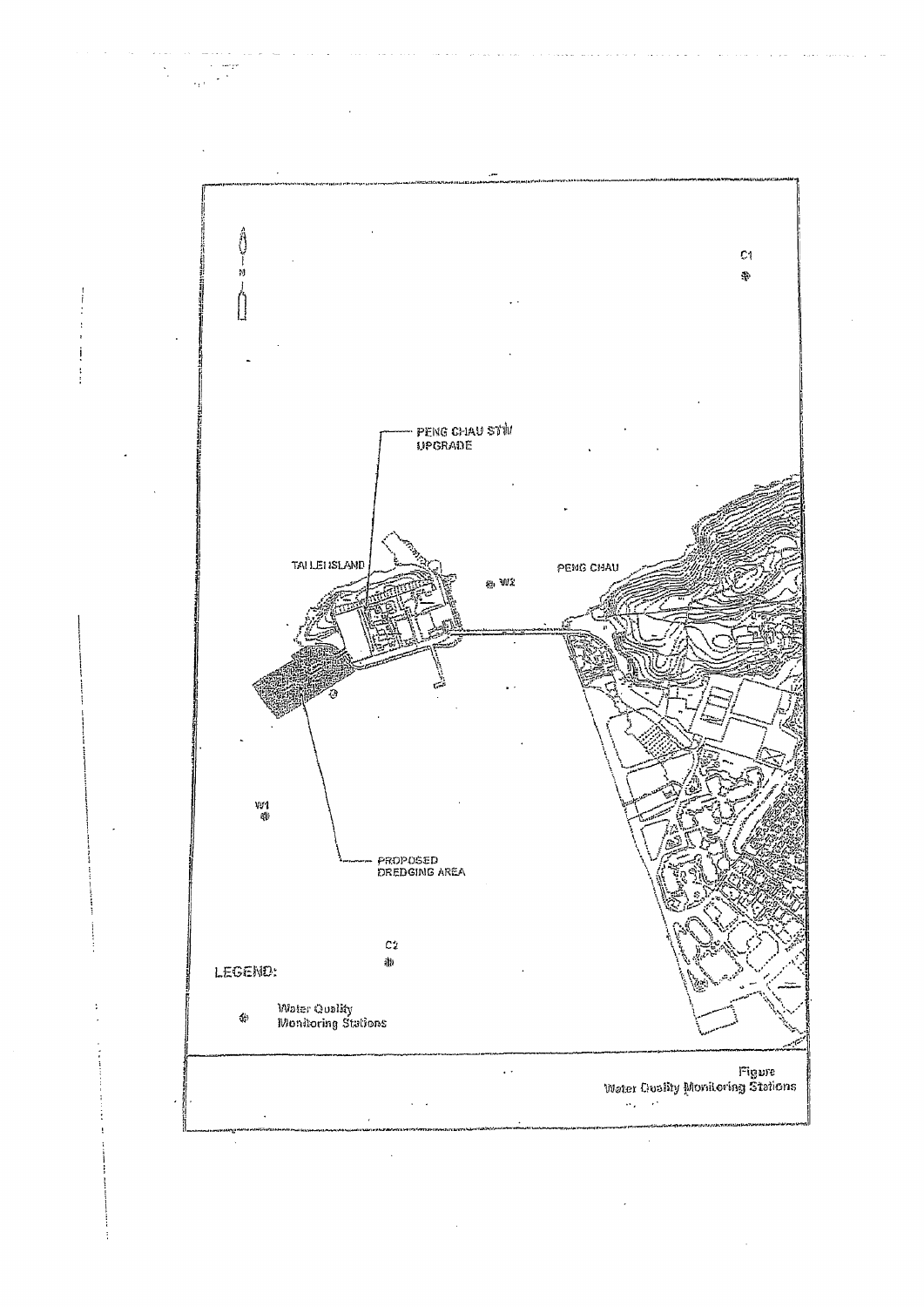Figure
Water Quality Monitoring Stations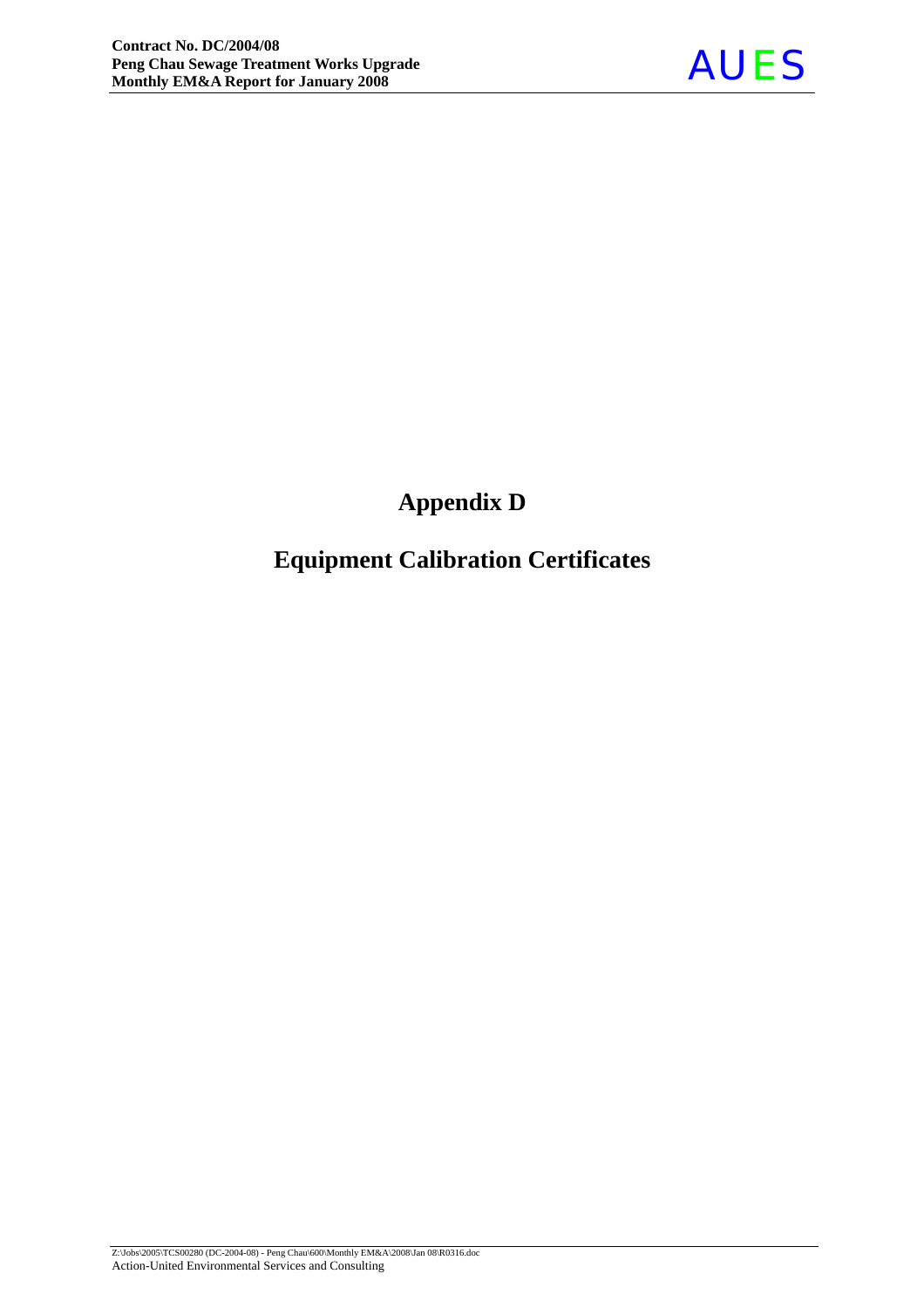# Appendix D

## Equipment Calibration Certificates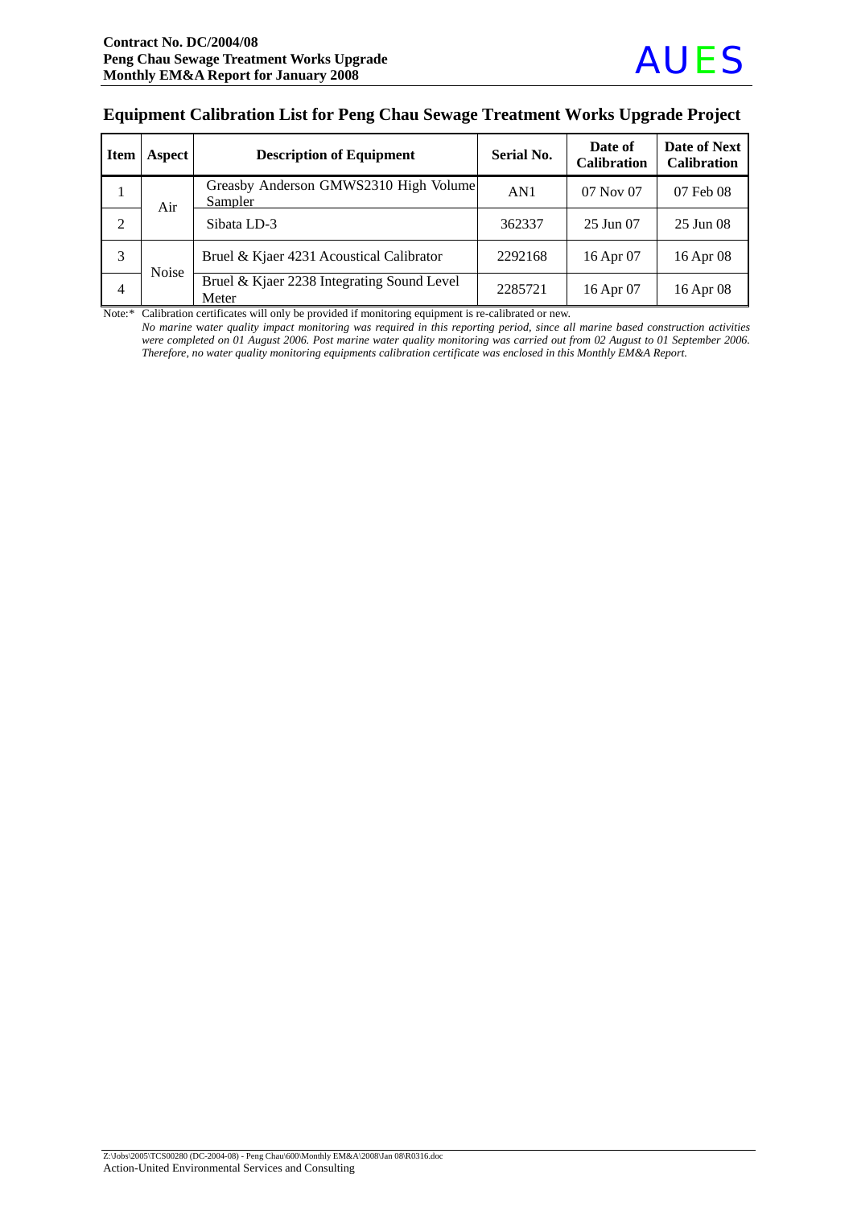## Equipment Calibration List for Peng Chau Sewage Treatment Works Upgrade Project

| Item | Aspect | Description of Equipment | Serial No. | Date of Calibration | Date of Next Calibration |
|---|---|---|---|---|---|
| 1 | Air | Greasby Anderson GMWS2310 High Volume Sampler | AN1 | 07 Nov 07 | 07 Feb 08 |
| 2 | | Sibata LD-3 | 362337 | 25 Jun 07 | 25 Jun 08 |
| 3 | Noise | Bruel & Kjaer 4231 Acoustical Calibrator | 2292168 | 16 Apr 07 | 16 Apr 08 |
| 4 | | Bruel & Kjaer 2238 Integrating Sound Level Meter | 2285721 | 16 Apr 07 | 16 Apr 08 |

Note:* Calibration certificates will only be provided if monitoring equipment is re-calibrated or new.

*No marine water quality impact monitoring was required in this reporting period, since all marine based construction activities were completed on 01 August 2006. Post marine water quality monitoring was carried out from 02 August to 01 September 2006. Therefore, no water quality monitoring equipments calibration certificate was enclosed in this Monthly EM&A Report.*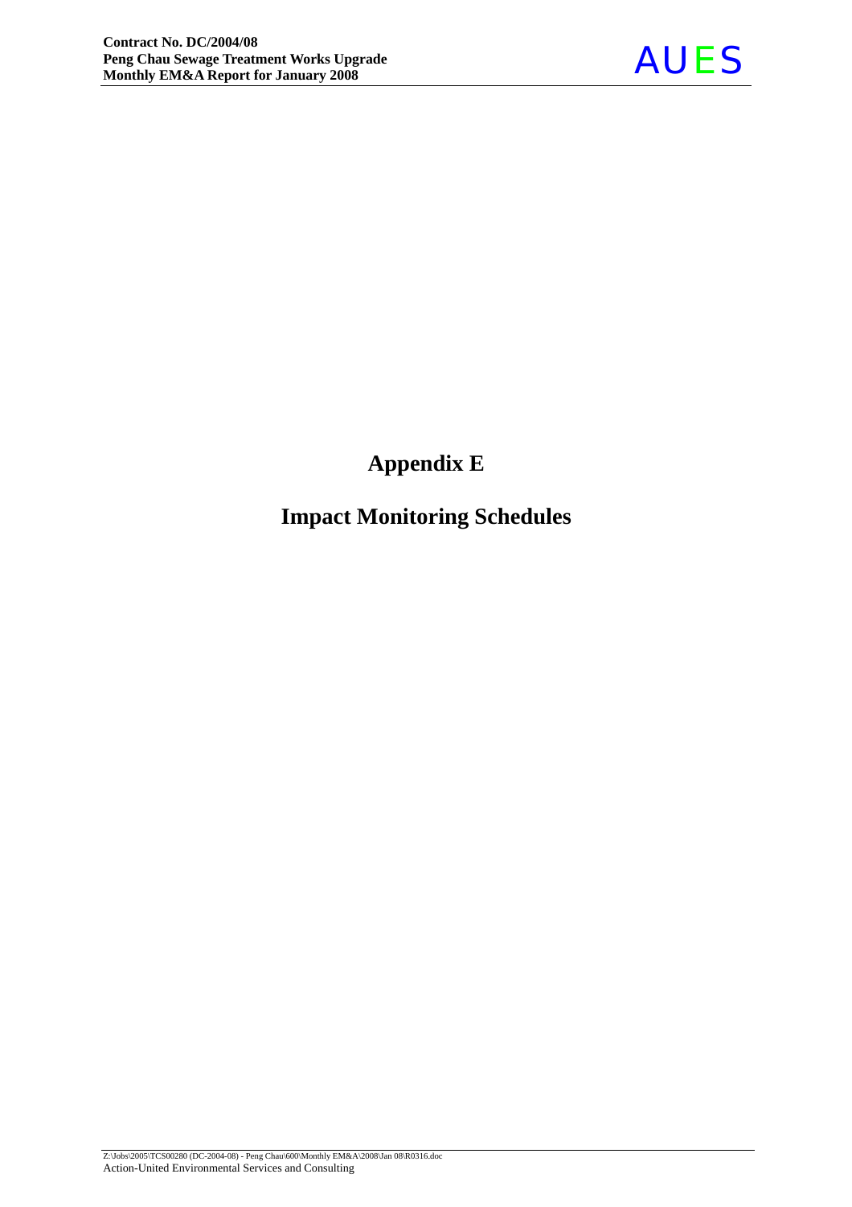# Appendix E

# Impact Monitoring Schedules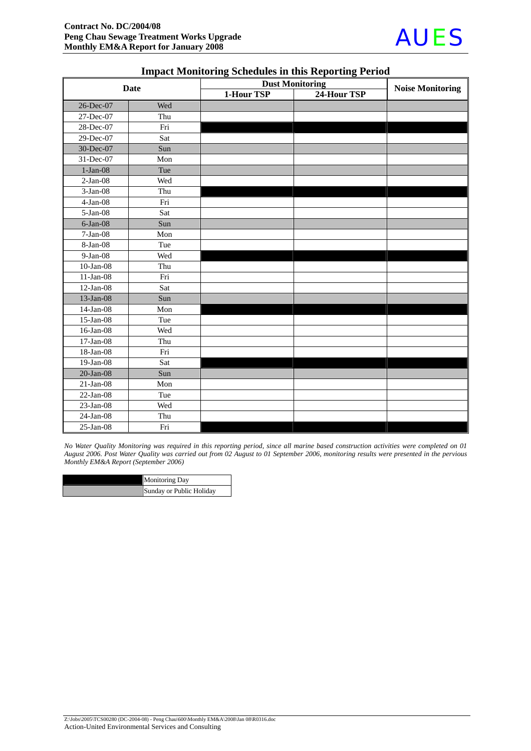## Impact Monitoring Schedules in this Reporting Period

| Date | | Dust Monitoring | | Noise Monitoring |
|---|---|---|---|---|
| | | 1-Hour TSP | 24-Hour TSP | |
| 26-Dec-07 | Wed | | | |
| 27-Dec-07 | Thu | | | |
| 28-Dec-07 | Fri | ■ | ■ | ■ |
| 29-Dec-07 | Sat | | | |
| 30-Dec-07 | Sun | | | |
| 31-Dec-07 | Mon | | | |
| 1-Jan-08 | Tue | | | |
| 2-Jan-08 | Wed | | | |
| 3-Jan-08 | Thu | ■ | ■ | ■ |
| 4-Jan-08 | Fri | | | |
| 5-Jan-08 | Sat | | | |
| 6-Jan-08 | Sun | | | |
| 7-Jan-08 | Mon | | | |
| 8-Jan-08 | Tue | | | |
| 9-Jan-08 | Wed | ■ | ■ | ■ |
| 10-Jan-08 | Thu | | | |
| 11-Jan-08 | Fri | | | |
| 12-Jan-08 | Sat | | | |
| 13-Jan-08 | Sun | | | |
| 14-Jan-08 | Mon | ■ | ■ | ■ |
| 15-Jan-08 | Tue | | | |
| 16-Jan-08 | Wed | | | |
| 17-Jan-08 | Thu | | | |
| 18-Jan-08 | Fri | | | |
| 19-Jan-08 | Sat | ■ | ■ | ■ |
| 20-Jan-08 | Sun | | | |
| 21-Jan-08 | Mon | | | |
| 22-Jan-08 | Tue | | | |
| 23-Jan-08 | Wed | | | |
| 24-Jan-08 | Thu | | | |
| 25-Jan-08 | Fri | ■ | ■ | ■ |

*No Water Quality Monitoring was required in this reporting period, since all marine based construction activities were completed on 01 August 2006. Post Water Quality was carried out from 02 August to 01 September 2006, monitoring results were presented in the pervious Monthly EM&A Report (September 2006)*

| Legend | |
|---|---|
| ■ (black) | Monitoring Day |
| (grey) | Sunday or Public Holiday |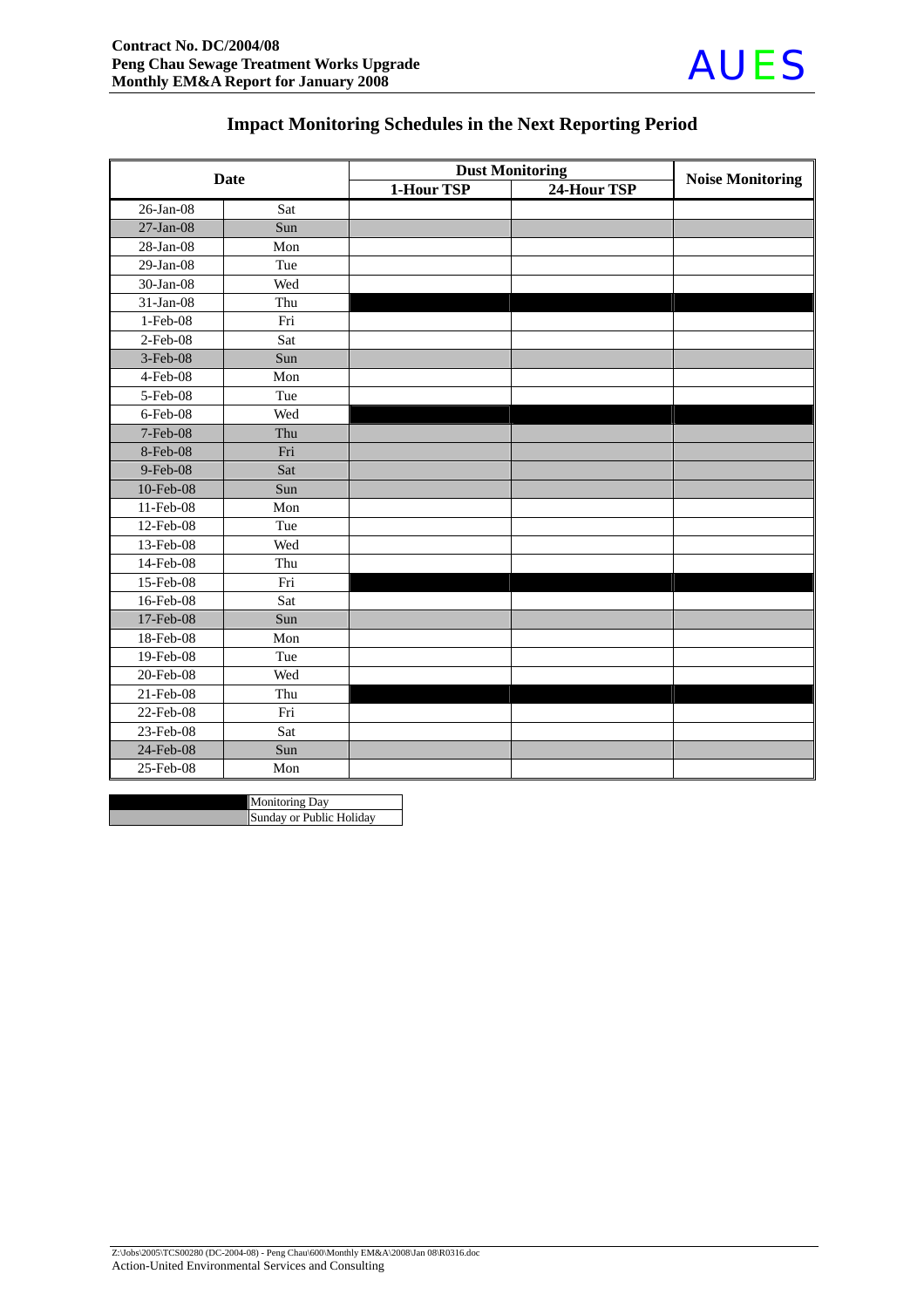## Impact Monitoring Schedules in the Next Reporting Period

| Date | | Dust Monitoring | | Noise Monitoring |
|---|---|---|---|---|
| | | 1-Hour TSP | 24-Hour TSP | |
| 26-Jan-08 | Sat | | | |
| 27-Jan-08 | Sun | | | |
| 28-Jan-08 | Mon | | | |
| 29-Jan-08 | Tue | | | |
| 30-Jan-08 | Wed | | | |
| 31-Jan-08 | Thu | | | |
| 1-Feb-08 | Fri | | | |
| 2-Feb-08 | Sat | | | |
| 3-Feb-08 | Sun | | | |
| 4-Feb-08 | Mon | | | |
| 5-Feb-08 | Tue | | | |
| 6-Feb-08 | Wed | | | |
| 7-Feb-08 | Thu | | | |
| 8-Feb-08 | Fri | | | |
| 9-Feb-08 | Sat | | | |
| 10-Feb-08 | Sun | | | |
| 11-Feb-08 | Mon | | | |
| 12-Feb-08 | Tue | | | |
| 13-Feb-08 | Wed | | | |
| 14-Feb-08 | Thu | | | |
| 15-Feb-08 | Fri | | | |
| 16-Feb-08 | Sat | | | |
| 17-Feb-08 | Sun | | | |
| 18-Feb-08 | Mon | | | |
| 19-Feb-08 | Tue | | | |
| 20-Feb-08 | Wed | | | |
| 21-Feb-08 | Thu | | | |
| 22-Feb-08 | Fri | | | |
| 23-Feb-08 | Sat | | | |
| 24-Feb-08 | Sun | | | |
| 25-Feb-08 | Mon | | | |

| Legend | |
|---|---|
| (Black) | Monitoring Day |
| (Grey) | Sunday or Public Holiday |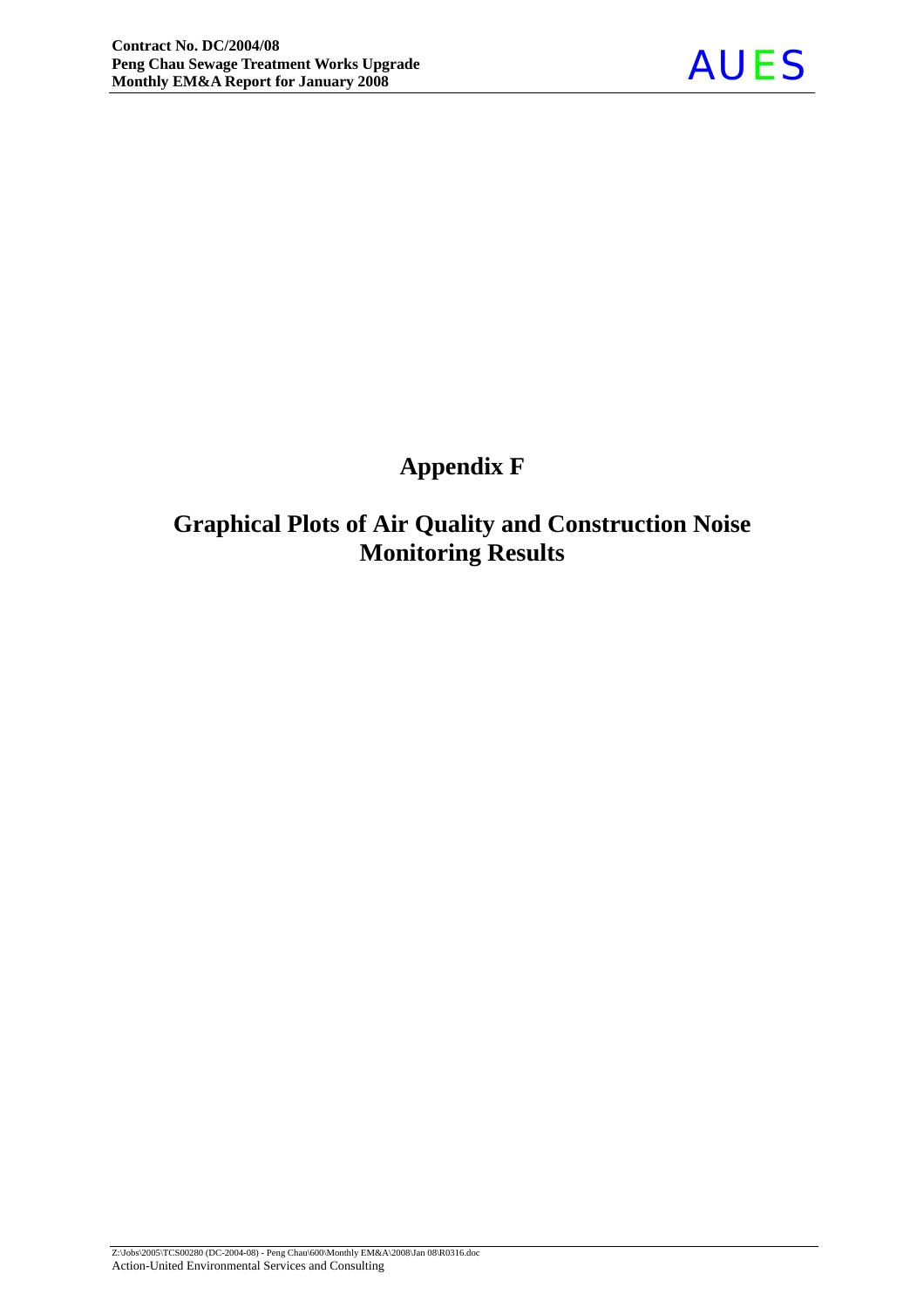# Appendix F

## Graphical Plots of Air Quality and Construction Noise Monitoring Results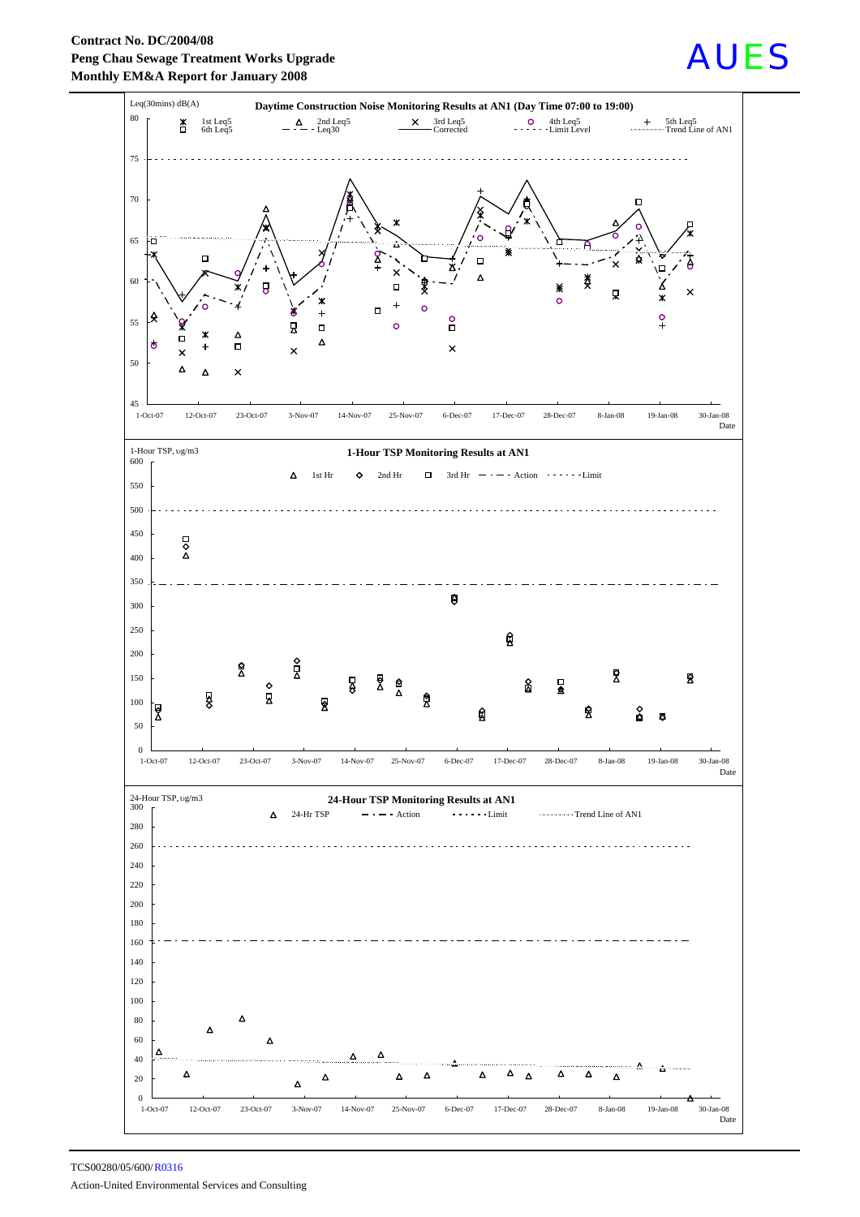**Contract No. DC/2004/08**
**Peng Chau Sewage Treatment Works Upgrade**
**Monthly EM&A Report for January 2008**

AUES

**Daytime Construction Noise Monitoring Results at AN1 (Day Time 07:00 to 19:00)**

Leq(30mins) dB(A)

1st Leq5, 6th Leq5, 2nd Leq5, Leq30, 3rd Leq5, Corrected, 4th Leq5, Limit Level, 5th Leq5, Trend Line of AN1

Date: 1-Oct-07, 12-Oct-07, 23-Oct-07, 3-Nov-07, 14-Nov-07, 25-Nov-07, 6-Dec-07, 17-Dec-07, 28-Dec-07, 8-Jan-08, 19-Jan-08, 30-Jan-08

**1-Hour TSP Monitoring Results at AN1**

1-Hour TSP, ug/m3

1st Hr, 2nd Hr, 3rd Hr, Action, Limit

Date: 1-Oct-07, 12-Oct-07, 23-Oct-07, 3-Nov-07, 14-Nov-07, 25-Nov-07, 6-Dec-07, 17-Dec-07, 28-Dec-07, 8-Jan-08, 19-Jan-08, 30-Jan-08

**24-Hour TSP Monitoring Results at AN1**

24-Hour TSP, ug/m3

24-Hr TSP, Action, Limit, Trend Line of AN1

Date: 1-Oct-07, 12-Oct-07, 23-Oct-07, 3-Nov-07, 14-Nov-07, 25-Nov-07, 6-Dec-07, 17-Dec-07, 28-Dec-07, 8-Jan-08, 19-Jan-08, 30-Jan-08

TCS00280/05/600/R0316

Action-United Environmental Services and Consulting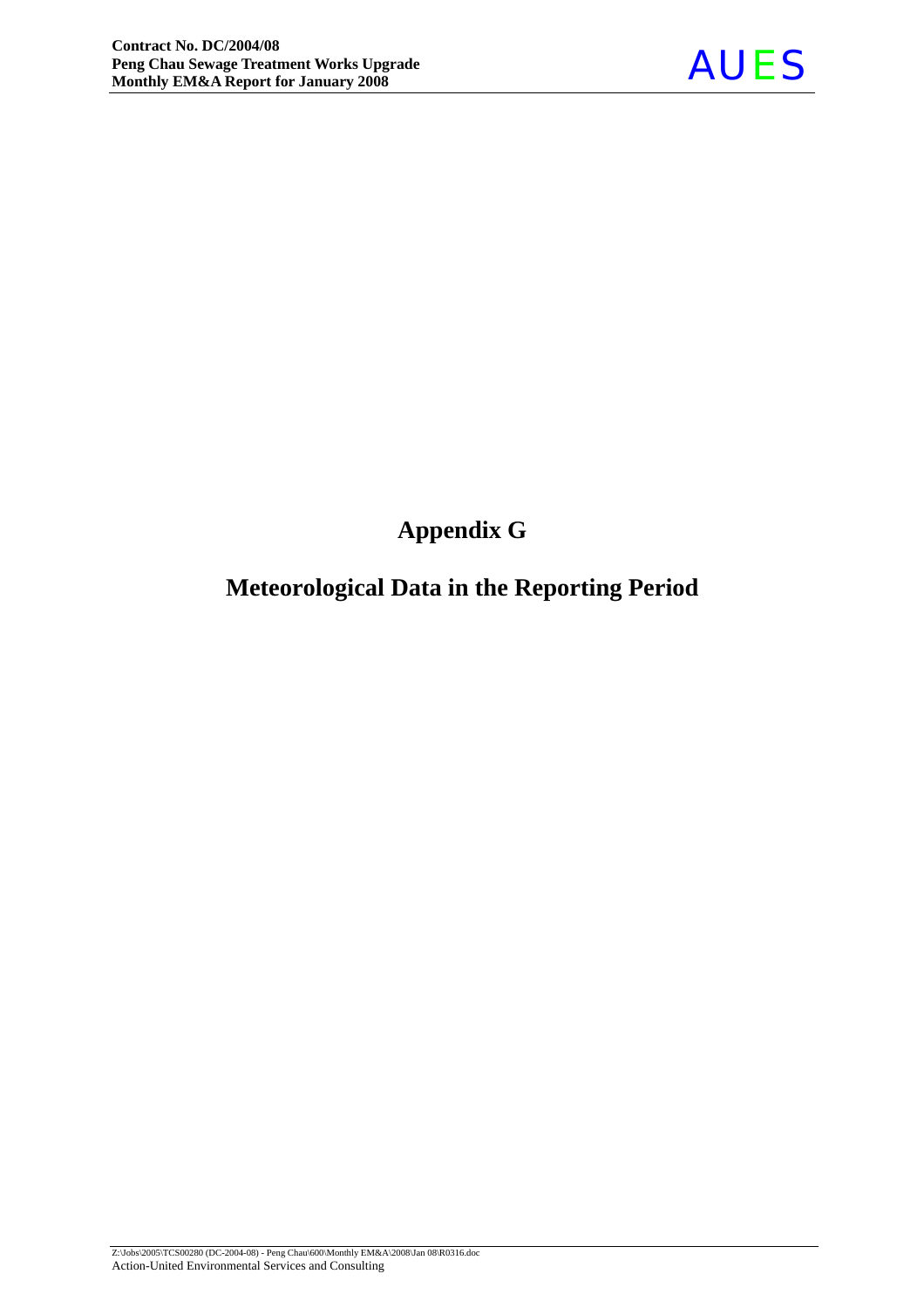# Appendix G

# Meteorological Data in the Reporting Period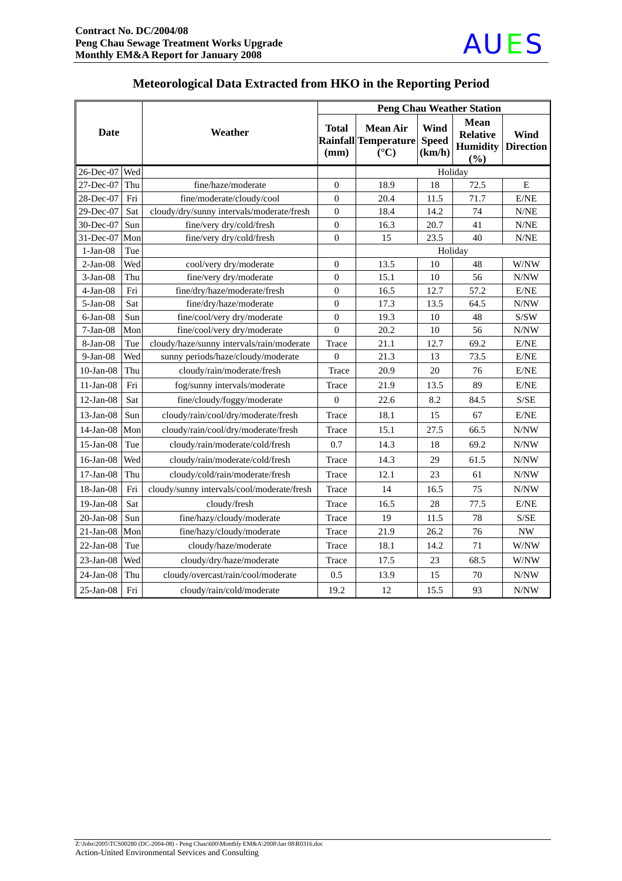## Meteorological Data Extracted from HKO in the Reporting Period

| Date | | Weather | Peng Chau Weather Station | | | | |
|---|---|---|---|---|---|---|---|
| | | | Total Rainfall (mm) | Mean Air Temperature (°C) | Wind Speed (km/h) | Mean Relative Humidity (%) | Wind Direction |
| 26-Dec-07 | Wed | | | Holiday | | | |
| 27-Dec-07 | Thu | fine/haze/moderate | 0 | 18.9 | 18 | 72.5 | E |
| 28-Dec-07 | Fri | fine/moderate/cloudy/cool | 0 | 20.4 | 11.5 | 71.7 | E/NE |
| 29-Dec-07 | Sat | cloudy/dry/sunny intervals/moderate/fresh | 0 | 18.4 | 14.2 | 74 | N/NE |
| 30-Dec-07 | Sun | fine/very dry/cold/fresh | 0 | 16.3 | 20.7 | 41 | N/NE |
| 31-Dec-07 | Mon | fine/very dry/cold/fresh | 0 | 15 | 23.5 | 40 | N/NE |
| 1-Jan-08 | Tue | | | Holiday | | | |
| 2-Jan-08 | Wed | cool/very dry/moderate | 0 | 13.5 | 10 | 48 | W/NW |
| 3-Jan-08 | Thu | fine/very dry/moderate | 0 | 15.1 | 10 | 56 | N/NW |
| 4-Jan-08 | Fri | fine/dry/haze/moderate/fresh | 0 | 16.5 | 12.7 | 57.2 | E/NE |
| 5-Jan-08 | Sat | fine/dry/haze/moderate | 0 | 17.3 | 13.5 | 64.5 | N/NW |
| 6-Jan-08 | Sun | fine/cool/very dry/moderate | 0 | 19.3 | 10 | 48 | S/SW |
| 7-Jan-08 | Mon | fine/cool/very dry/moderate | 0 | 20.2 | 10 | 56 | N/NW |
| 8-Jan-08 | Tue | cloudy/haze/sunny intervals/rain/moderate | Trace | 21.1 | 12.7 | 69.2 | E/NE |
| 9-Jan-08 | Wed | sunny periods/haze/cloudy/moderate | 0 | 21.3 | 13 | 73.5 | E/NE |
| 10-Jan-08 | Thu | cloudy/rain/moderate/fresh | Trace | 20.9 | 20 | 76 | E/NE |
| 11-Jan-08 | Fri | fog/sunny intervals/moderate | Trace | 21.9 | 13.5 | 89 | E/NE |
| 12-Jan-08 | Sat | fine/cloudy/foggy/moderate | 0 | 22.6 | 8.2 | 84.5 | S/SE |
| 13-Jan-08 | Sun | cloudy/rain/cool/dry/moderate/fresh | Trace | 18.1 | 15 | 67 | E/NE |
| 14-Jan-08 | Mon | cloudy/rain/cool/dry/moderate/fresh | Trace | 15.1 | 27.5 | 66.5 | N/NW |
| 15-Jan-08 | Tue | cloudy/rain/moderate/cold/fresh | 0.7 | 14.3 | 18 | 69.2 | N/NW |
| 16-Jan-08 | Wed | cloudy/rain/moderate/cold/fresh | Trace | 14.3 | 29 | 61.5 | N/NW |
| 17-Jan-08 | Thu | cloudy/cold/rain/moderate/fresh | Trace | 12.1 | 23 | 61 | N/NW |
| 18-Jan-08 | Fri | cloudy/sunny intervals/cool/moderate/fresh | Trace | 14 | 16.5 | 75 | N/NW |
| 19-Jan-08 | Sat | cloudy/fresh | Trace | 16.5 | 28 | 77.5 | E/NE |
| 20-Jan-08 | Sun | fine/hazy/cloudy/moderate | Trace | 19 | 11.5 | 78 | S/SE |
| 21-Jan-08 | Mon | fine/hazy/cloudy/moderate | Trace | 21.9 | 26.2 | 76 | NW |
| 22-Jan-08 | Tue | cloudy/haze/moderate | Trace | 18.1 | 14.2 | 71 | W/NW |
| 23-Jan-08 | Wed | cloudy/dry/haze/moderate | Trace | 17.5 | 23 | 68.5 | W/NW |
| 24-Jan-08 | Thu | cloudy/overcast/rain/cool/moderate | 0.5 | 13.9 | 15 | 70 | N/NW |
| 25-Jan-08 | Fri | cloudy/rain/cold/moderate | 19.2 | 12 | 15.5 | 93 | N/NW |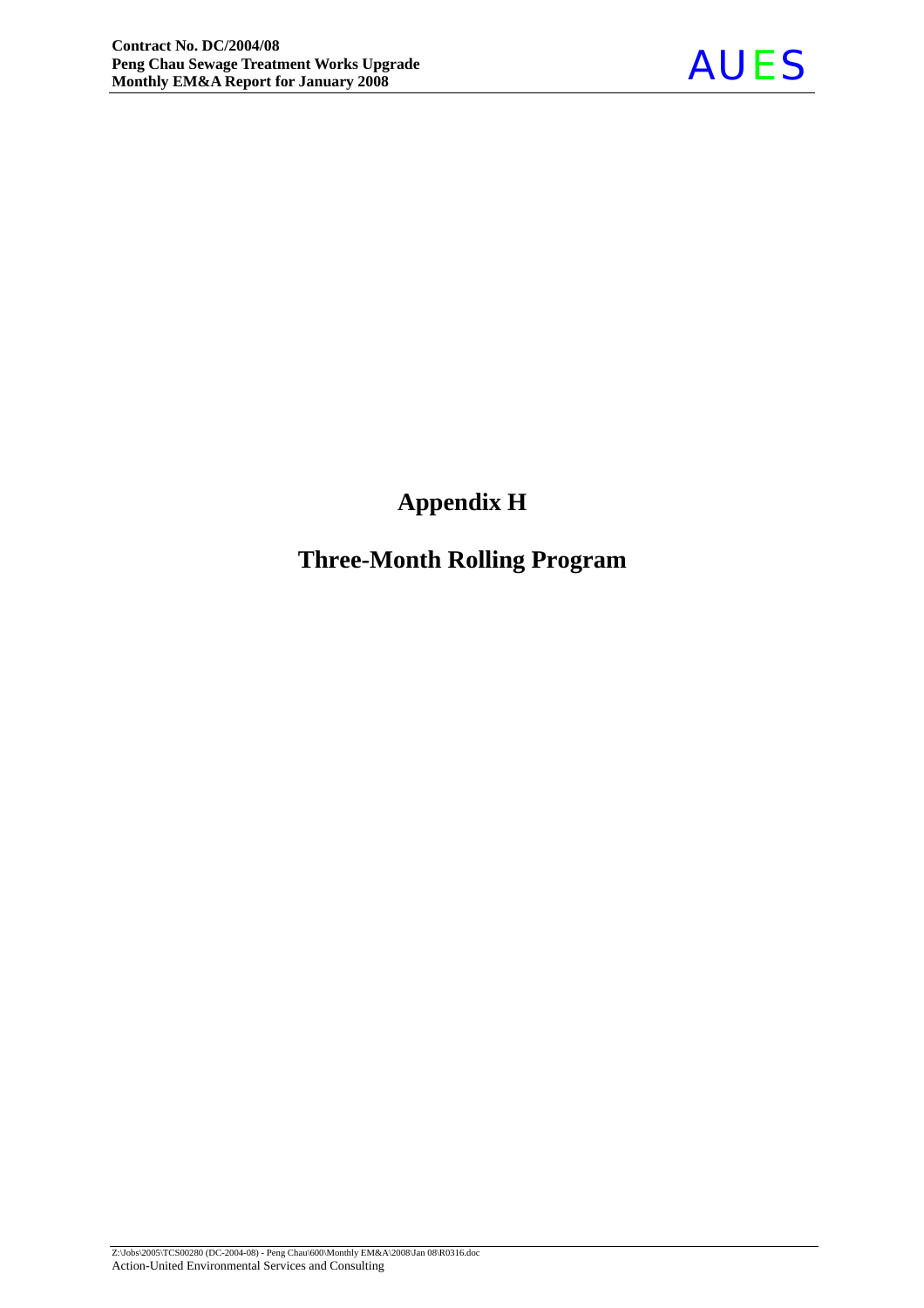# Appendix H

# Three-Month Rolling Program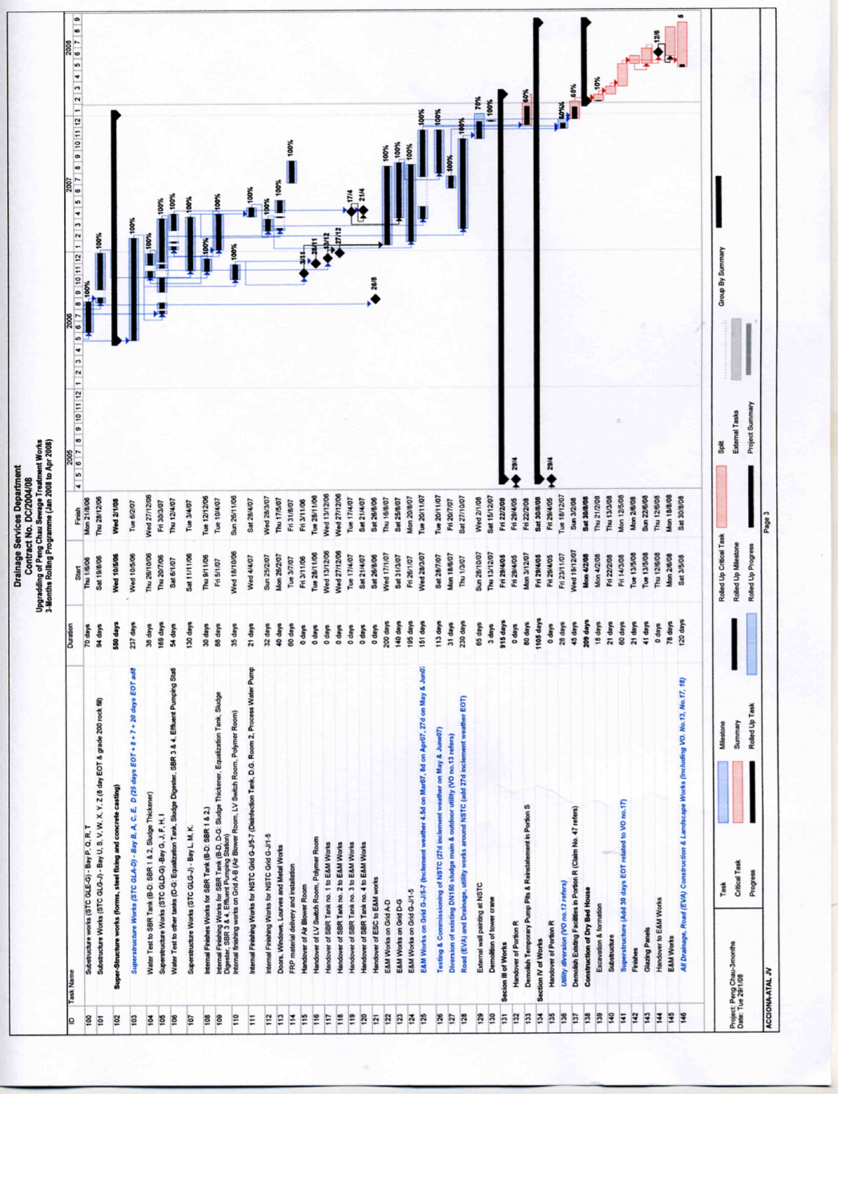# Drainage Services Department
## Contract No. DC/2004/08
### Upgrading of Peng Chau Sewage Treatment Works
### 3-Months Rolling Programme (Jan 2008 to Apr 2008)

| ID | Task Name | Duration | Start | Finish |
|---|---|---|---|---|
| 100 | Substructure works (STC GLE-G) - Bay P, Q, R, T | 70 days | Thu 1/6/06 | Mon 21/8/06 |
| 101 | Substructure Works (STC GLG-J) - Bay U, S, V, W, X, Y, Z (8 day EOT & grade 200 rock fill) | 94 days | Sat 19/8/06 | Thu 28/12/06 |
| 102 | **Super-Structure works (forms, steel fixing and concrete casting)** | **550 days** | **Wed 10/5/06** | **Wed 2/1/08** |
| 103 | *Superstructure Works (STC GLA-G) - Bay B, A, C, E, D (25 days EOT + 8 + 7 + 20 days EOT add* | 237 days | Wed 10/5/06 | Tue 6/2/07 |
| 104 | Water Test to SBR Tank (B-D: SBR 1 & 2, Sludge Thickener) | 38 days | Thu 26/10/06 | Wed 27/12/06 |
| 105 | Superstructure Works (STC GLD-G) -Bay G, J, F, H, I | 169 days | Thu 20/7/06 | Fri 30/3/07 |
| 106 | Water Test to other tanks (D-G: Equalization Tank, Sludge Digester, SBR 3 & 4, Effluent Pumping Stati | 54 days | Sat 6/1/07 | Thu 12/4/07 |
| 107 | Superstructure Works (STC GLG-J) - Bay L, M, K. | 130 days | Sat 11/11/06 | Tue 3/4/07 |
| 108 | Internal Finishes Works for SBR Tank (B-D: SBR 1 & 2.) | 30 days | Thu 9/11/06 | Tue 12/12/06 |
| 109 | Internal Finishing Works for SBR Tank (B-D, D-G: Sludge Thickener, Equalization Tank, Sludge Digester, SBR 3 & 4, Effluent Pumping Station) | 88 days | Fri 5/1/07 | Tue 10/4/07 |
| 110 | Internal finishing works on Grid A-B (Air Blower Room, LV Switch Room, Polymer Room) | 35 days | Wed 18/10/06 | Sun 26/11/06 |
| 111 | Internal Finishing Works for NSTC Grid G-J/5-7 (Disinfection Tank, D.G. Room 2, Process Water Pump | 21 days | Wed 4/4/07 | Sat 28/4/07 |
| 112 | Internal Finishing Works for NSTC Grid G-J/1-5 | 32 days | Sun 25/2/07 | Wed 28/3/07 |
| 113 | Doors, Windows, Louvres and Metal Works | 40 days | Mon 26/2/07 | Thu 17/5/07 |
| 114 | FRP material delivery and installation | 60 days | Tue 3/7/07 | Fri 31/8/07 |
| 115 | Handover of Air Blower Room | 0 days | Fri 3/11/06 | Fri 3/11/06 |
| 116 | Handover of LV Switch Room, Polymer Room | 0 days | Tue 28/11/06 | Tue 28/11/06 |
| 117 | Handover of SBR Tank no. 1 to E&M Works | 0 days | Wed 13/12/06 | Wed 13/12/06 |
| 118 | Handover of SBR Tank no. 2 to E&M Works | 0 days | Wed 27/12/06 | Wed 27/12/06 |
| 119 | Handover of SBR Tank no. 3 to E&M Works | 0 days | Tue 17/4/07 | Tue 17/4/07 |
| 120 | Handover of SBR Tank no. 4 to E&M Works | 0 days | Sat 21/4/07 | Sat 21/4/07 |
| 121 | Handover of ESC to E&M works | 0 days | Sat 26/8/06 | Sat 26/8/06 |
| 122 | E&M Works on Grid A-D | 200 days | Wed 17/1/07 | Thu 15/8/07 |
| 123 | E&M Works on Grid D-G | 140 days | Sat 31/3/07 | Sat 25/8/07 |
| 124 | E&M Works on Grid G-J/1-5 | 195 days | Fri 26/1/07 | Mon 20/8/07 |
| 125 | *E&M Works on Grid G-J/5-7 (Inclement weather 4.5d on Mar07, 8d on Apr07, 27d on May & Jun07* | 151 days | Wed 28/3/07 | Tue 20/11/07 |
| 126 | *Testing & Commissioning of NSTC (27d inclement weather on May & June07)* | 113 days | Sat 28/7/07 | Tue 20/11/07 |
| 127 | *Diversion of existing DN150 sludge main & outdoor utility (VO no.13 refers)* | 31 days | Mon 18/6/07 | Fri 20/7/07 |
| 128 | *Road (EVA) and Drainage, utility works around NSTC (add 27d inclement weather EOT)* | 230 days | Thu 1/3/07 | Sat 27/10/07 |
| 129 | External wall painting at NSTC | 65 days | Sun 28/10/07 | Wed 2/1/08 |
| 130 | Demolition of tower crane | 3 days | Thu 13/12/07 | Sat 15/12/07 |
| 131 | **Section III of Works** | **918 days** | **Fri 29/4/05** | **Fri 22/2/08** |
| 132 | Handover of Portion R | 0 days | Fri 29/4/05 | Fri 29/4/05 |
| 133 | Demolish Temporary Pump Pits & Reinstatement in Portion S | 80 days | Mon 3/12/07 | Fri 22/2/08 |
| 134 | **Section IV of Works** | **1105 days** | **Fri 29/4/05** | **Sat 30/8/08** |
| 135 | Handover of Portion R | 0 days | Fri 29/4/05 | Fri 29/4/05 |
| 136 | *Utility diversion (VO no.13 refers)* | 26 days | Fri 23/11/07 | Tue 18/12/07 |
| 137 | Demolish Existing Facilities in Portion R (Claim No. 47 refers) | 45 days | Wed 19/12/07 | Sun 3/2/08 |
| 138 | **Construction of Dry Bed House** | **209 days** | **Mon 4/2/08** | **Sat 30/8/08** |
| 139 | Excavation & formation | 18 days | Mon 4/2/08 | Thu 21/2/08 |
| 140 | Substructure | 21 days | Fri 22/2/08 | Thu 13/3/08 |
| 141 | Superstructure (Add 30 days EOT related to VO no.17) | 60 days | Fri 14/3/08 | Mon 12/5/08 |
| 142 | Finishes | 21 days | Tue 13/5/08 | Mon 2/6/08 |
| 143 | Glazing Panels | 41 days | Tue 13/5/08 | Sun 22/6/08 |
| 144 | Handover to E&M Works | 0 days | Thu 12/6/08 | Thu 12/6/08 |
| 145 | E&M Works | 78 days | Mon 2/6/08 | Mon 18/8/08 |
| 146 | *All Drainage, Road (EVA) Construction & Landscape Works (including VO. No.13, No.17, 18)* | 120 days | Sat 3/5/08 | Sat 30/8/08 |

2005 2006 2007 2008

4 5 6 7 8 9 10 11 12 1 2 3 4 5 6 7 8 9 10 11 12 1 2 3 4 5 6 7 8 9 10 11 12 1 2 3 4 5 6 7 8 9

100% 100% 100% 100% 100% 100% 100% 100% 100% 100% 100% 100% 100% 100% 100% 100% 100% 100% 100% 100% 70% 100% 60% 60% 65% 10%

3/11 28/11 13/12 27/12 17/4 21/4 26/8 29/4 29/4 12/6

Project: Peng Chau-3months
Date: Tue 29/1/08

Task, Critical Task, Progress, Milestone, Summary, Rolled Up Task, Rolled Up Critical Task, Rolled Up Milestone, Rolled Up Progress, Split, External Tasks, Project Summary, Group By Summary

ACCIONA-ATAL JV